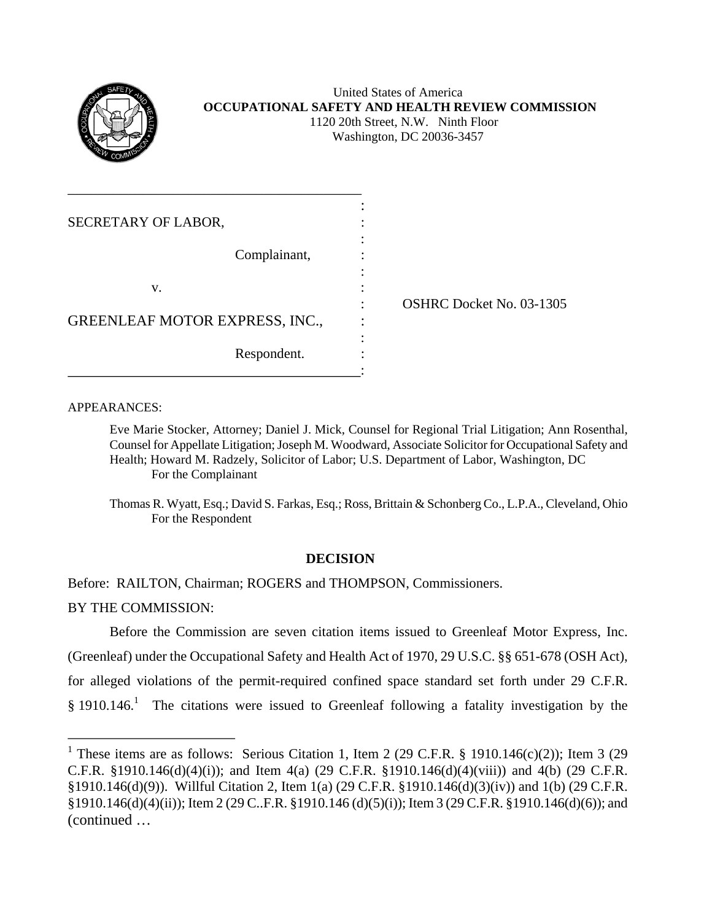United States of America
**OCCUPATIONAL SAFETY AND HEALTH REVIEW COMMISSION**
1120 20th Street, N.W. Ninth Floor
Washington, DC 20036-3457

SECRETARY OF LABOR,

Complainant,

v.

GREENLEAF MOTOR EXPRESS, INC.,

Respondent.

OSHRC Docket No. 03-1305

APPEARANCES:

Eve Marie Stocker, Attorney; Daniel J. Mick, Counsel for Regional Trial Litigation; Ann Rosenthal, Counsel for Appellate Litigation; Joseph M. Woodward, Associate Solicitor for Occupational Safety and Health; Howard M. Radzely, Solicitor of Labor; U.S. Department of Labor, Washington, DC
For the Complainant

Thomas R. Wyatt, Esq.; David S. Farkas, Esq.; Ross, Brittain & Schonberg Co., L.P.A., Cleveland, Ohio
For the Respondent

## DECISION

Before: RAILTON, Chairman; ROGERS and THOMPSON, Commissioners.

BY THE COMMISSION:

Before the Commission are seven citation items issued to Greenleaf Motor Express, Inc. (Greenleaf) under the Occupational Safety and Health Act of 1970, 29 U.S.C. §§ 651-678 (OSH Act), for alleged violations of the permit-required confined space standard set forth under 29 C.F.R. § 1910.146.[1] The citations were issued to Greenleaf following a fatality investigation by the

[1] These items are as follows: Serious Citation 1, Item 2 (29 C.F.R. § 1910.146(c)(2)); Item 3 (29 C.F.R. §1910.146(d)(4)(i)); and Item 4(a) (29 C.F.R. §1910.146(d)(4)(viii)) and 4(b) (29 C.F.R. §1910.146(d)(9)). Willful Citation 2, Item 1(a) (29 C.F.R. §1910.146(d)(3)(iv)) and 1(b) (29 C.F.R. §1910.146(d)(4)(ii)); Item 2 (29 C..F.R. §1910.146 (d)(5)(i)); Item 3 (29 C.F.R. §1910.146(d)(6)); and (continued …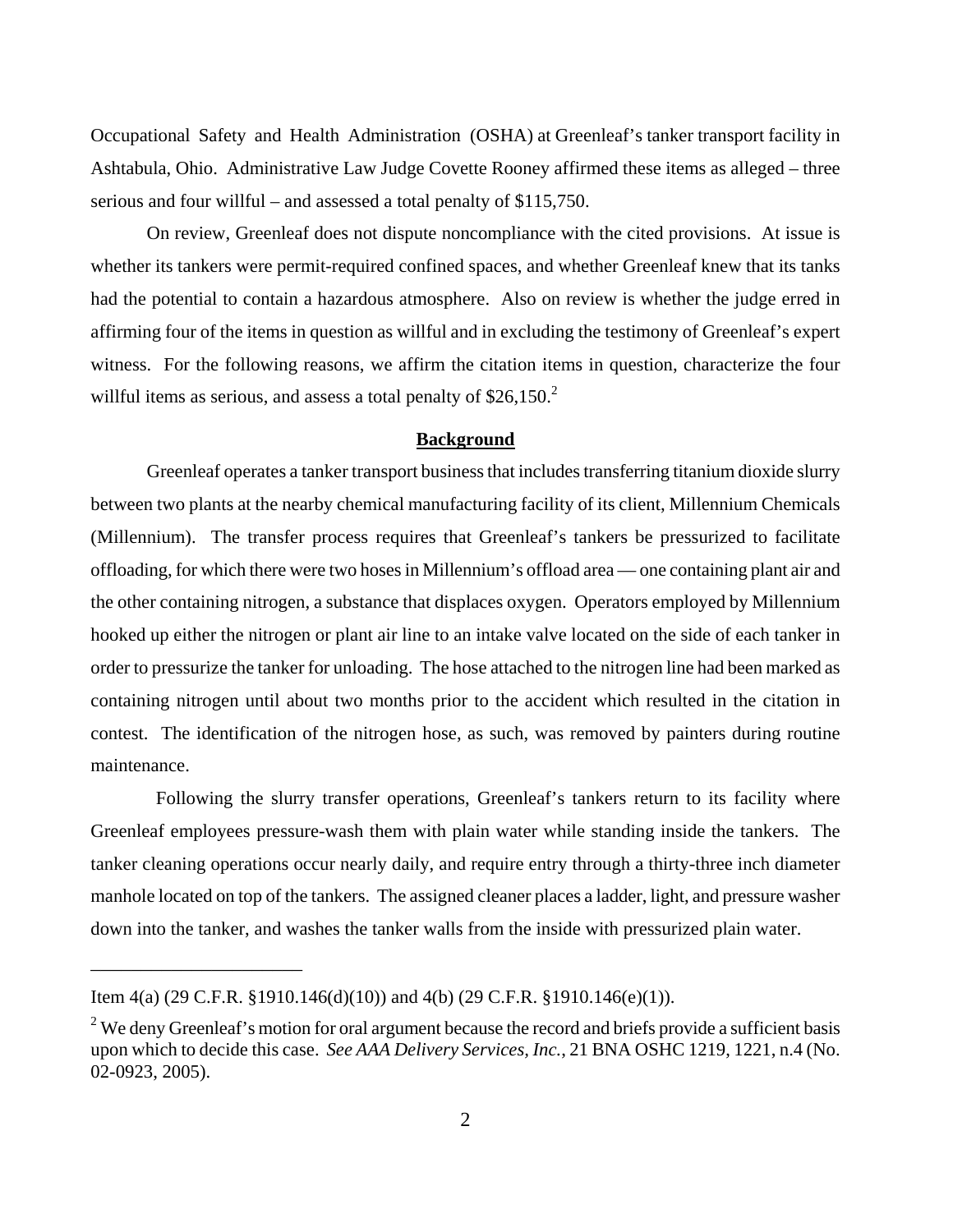Occupational Safety and Health Administration (OSHA) at Greenleaf's tanker transport facility in Ashtabula, Ohio. Administrative Law Judge Covette Rooney affirmed these items as alleged – three serious and four willful – and assessed a total penalty of $115,750.

On review, Greenleaf does not dispute noncompliance with the cited provisions. At issue is whether its tankers were permit-required confined spaces, and whether Greenleaf knew that its tanks had the potential to contain a hazardous atmosphere. Also on review is whether the judge erred in affirming four of the items in question as willful and in excluding the testimony of Greenleaf's expert witness. For the following reasons, we affirm the citation items in question, characterize the four willful items as serious, and assess a total penalty of $26,150.[2]

## Background

Greenleaf operates a tanker transport business that includes transferring titanium dioxide slurry between two plants at the nearby chemical manufacturing facility of its client, Millennium Chemicals (Millennium). The transfer process requires that Greenleaf's tankers be pressurized to facilitate offloading, for which there were two hoses in Millennium's offload area — one containing plant air and the other containing nitrogen, a substance that displaces oxygen. Operators employed by Millennium hooked up either the nitrogen or plant air line to an intake valve located on the side of each tanker in order to pressurize the tanker for unloading. The hose attached to the nitrogen line had been marked as containing nitrogen until about two months prior to the accident which resulted in the citation in contest. The identification of the nitrogen hose, as such, was removed by painters during routine maintenance.

Following the slurry transfer operations, Greenleaf's tankers return to its facility where Greenleaf employees pressure-wash them with plain water while standing inside the tankers. The tanker cleaning operations occur nearly daily, and require entry through a thirty-three inch diameter manhole located on top of the tankers. The assigned cleaner places a ladder, light, and pressure washer down into the tanker, and washes the tanker walls from the inside with pressurized plain water.

---

Item 4(a) (29 C.F.R. §1910.146(d)(10)) and 4(b) (29 C.F.R. §1910.146(e)(1)).

[2] We deny Greenleaf's motion for oral argument because the record and briefs provide a sufficient basis upon which to decide this case. *See AAA Delivery Services, Inc.*, 21 BNA OSHC 1219, 1221, n.4 (No. 02-0923, 2005).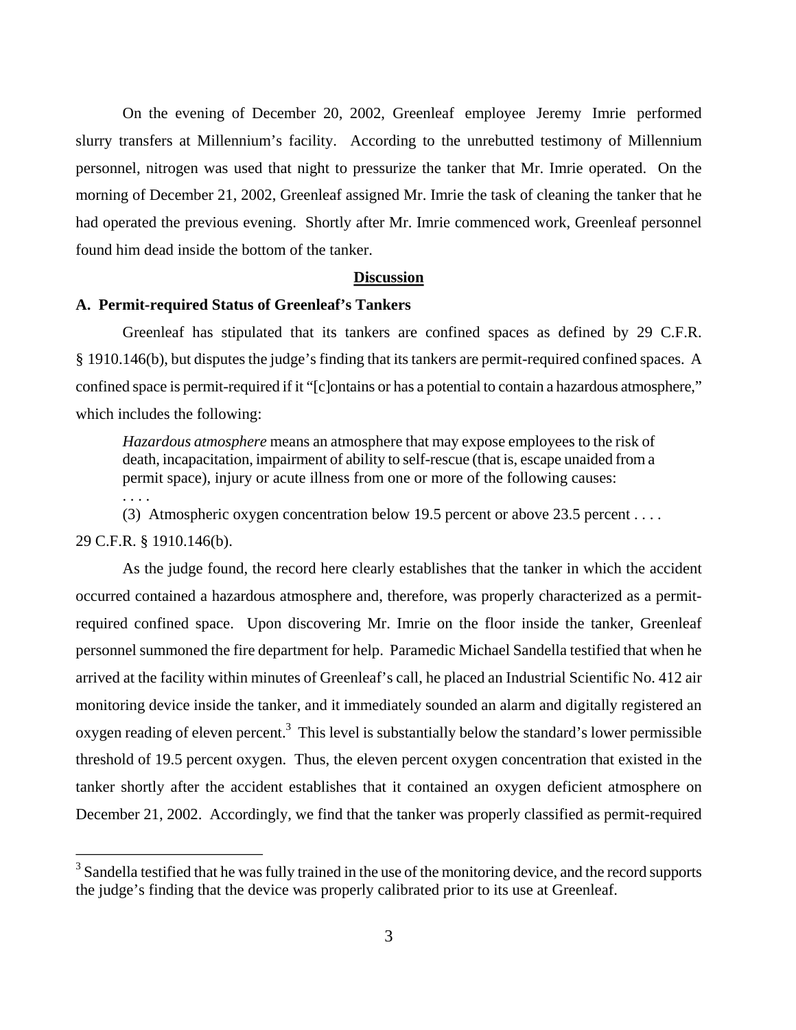On the evening of December 20, 2002, Greenleaf employee Jeremy Imrie performed slurry transfers at Millennium's facility. According to the unrebutted testimony of Millennium personnel, nitrogen was used that night to pressurize the tanker that Mr. Imrie operated. On the morning of December 21, 2002, Greenleaf assigned Mr. Imrie the task of cleaning the tanker that he had operated the previous evening. Shortly after Mr. Imrie commenced work, Greenleaf personnel found him dead inside the bottom of the tanker.

## Discussion

### A. Permit-required Status of Greenleaf's Tankers

Greenleaf has stipulated that its tankers are confined spaces as defined by 29 C.F.R. § 1910.146(b), but disputes the judge's finding that its tankers are permit-required confined spaces. A confined space is permit-required if it "[c]ontains or has a potential to contain a hazardous atmosphere," which includes the following:

> *Hazardous atmosphere* means an atmosphere that may expose employees to the risk of death, incapacitation, impairment of ability to self-rescue (that is, escape unaided from a permit space), injury or acute illness from one or more of the following causes:
>
> . . . .
>
> (3) Atmospheric oxygen concentration below 19.5 percent or above 23.5 percent . . . .

29 C.F.R. § 1910.146(b).

As the judge found, the record here clearly establishes that the tanker in which the accident occurred contained a hazardous atmosphere and, therefore, was properly characterized as a permit-required confined space. Upon discovering Mr. Imrie on the floor inside the tanker, Greenleaf personnel summoned the fire department for help. Paramedic Michael Sandella testified that when he arrived at the facility within minutes of Greenleaf's call, he placed an Industrial Scientific No. 412 air monitoring device inside the tanker, and it immediately sounded an alarm and digitally registered an oxygen reading of eleven percent.[3] This level is substantially below the standard's lower permissible threshold of 19.5 percent oxygen. Thus, the eleven percent oxygen concentration that existed in the tanker shortly after the accident establishes that it contained an oxygen deficient atmosphere on December 21, 2002. Accordingly, we find that the tanker was properly classified as permit-required

[3] Sandella testified that he was fully trained in the use of the monitoring device, and the record supports the judge's finding that the device was properly calibrated prior to its use at Greenleaf.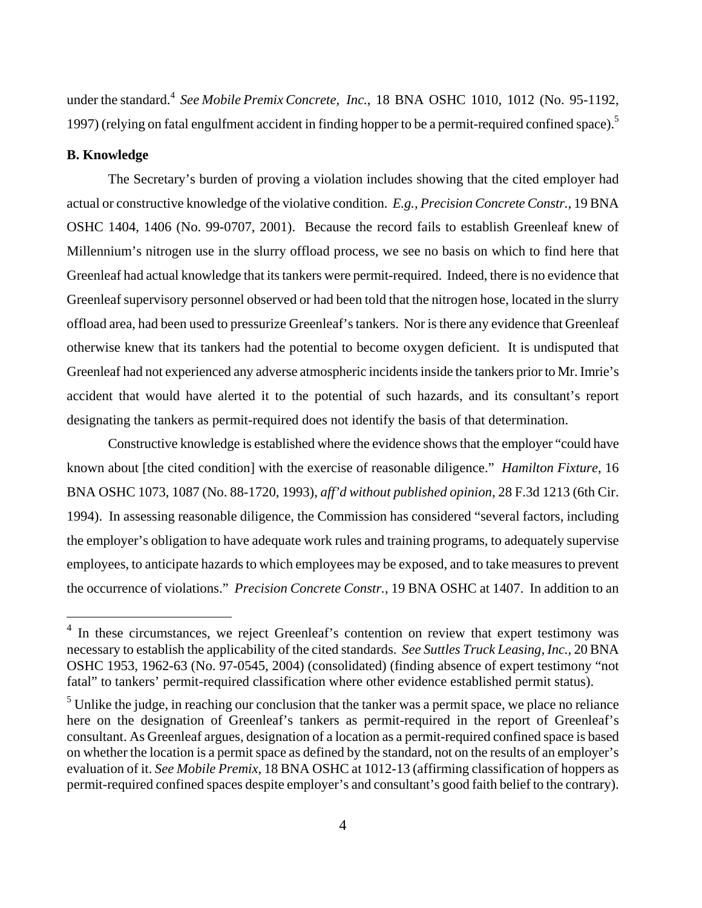under the standard.[4] *See Mobile Premix Concrete, Inc.*, 18 BNA OSHC 1010, 1012 (No. 95-1192, 1997) (relying on fatal engulfment accident in finding hopper to be a permit-required confined space).[5]

**B. Knowledge**

The Secretary's burden of proving a violation includes showing that the cited employer had actual or constructive knowledge of the violative condition. *E.g.*, *Precision Concrete Constr.*, 19 BNA OSHC 1404, 1406 (No. 99-0707, 2001). Because the record fails to establish Greenleaf knew of Millennium's nitrogen use in the slurry offload process, we see no basis on which to find here that Greenleaf had actual knowledge that its tankers were permit-required. Indeed, there is no evidence that Greenleaf supervisory personnel observed or had been told that the nitrogen hose, located in the slurry offload area, had been used to pressurize Greenleaf's tankers. Nor is there any evidence that Greenleaf otherwise knew that its tankers had the potential to become oxygen deficient. It is undisputed that Greenleaf had not experienced any adverse atmospheric incidents inside the tankers prior to Mr. Imrie's accident that would have alerted it to the potential of such hazards, and its consultant's report designating the tankers as permit-required does not identify the basis of that determination.

Constructive knowledge is established where the evidence shows that the employer "could have known about [the cited condition] with the exercise of reasonable diligence." *Hamilton Fixture*, 16 BNA OSHC 1073, 1087 (No. 88-1720, 1993), *aff'd without published opinion*, 28 F.3d 1213 (6th Cir. 1994). In assessing reasonable diligence, the Commission has considered "several factors, including the employer's obligation to have adequate work rules and training programs, to adequately supervise employees, to anticipate hazards to which employees may be exposed, and to take measures to prevent the occurrence of violations." *Precision Concrete Constr.*, 19 BNA OSHC at 1407. In addition to an

---

[4] In these circumstances, we reject Greenleaf's contention on review that expert testimony was necessary to establish the applicability of the cited standards. *See Suttles Truck Leasing, Inc.*, 20 BNA OSHC 1953, 1962-63 (No. 97-0545, 2004) (consolidated) (finding absence of expert testimony "not fatal" to tankers' permit-required classification where other evidence established permit status).

[5] Unlike the judge, in reaching our conclusion that the tanker was a permit space, we place no reliance here on the designation of Greenleaf's tankers as permit-required in the report of Greenleaf's consultant. As Greenleaf argues, designation of a location as a permit-required confined space is based on whether the location is a permit space as defined by the standard, not on the results of an employer's evaluation of it. *See Mobile Premix*, 18 BNA OSHC at 1012-13 (affirming classification of hoppers as permit-required confined spaces despite employer's and consultant's good faith belief to the contrary).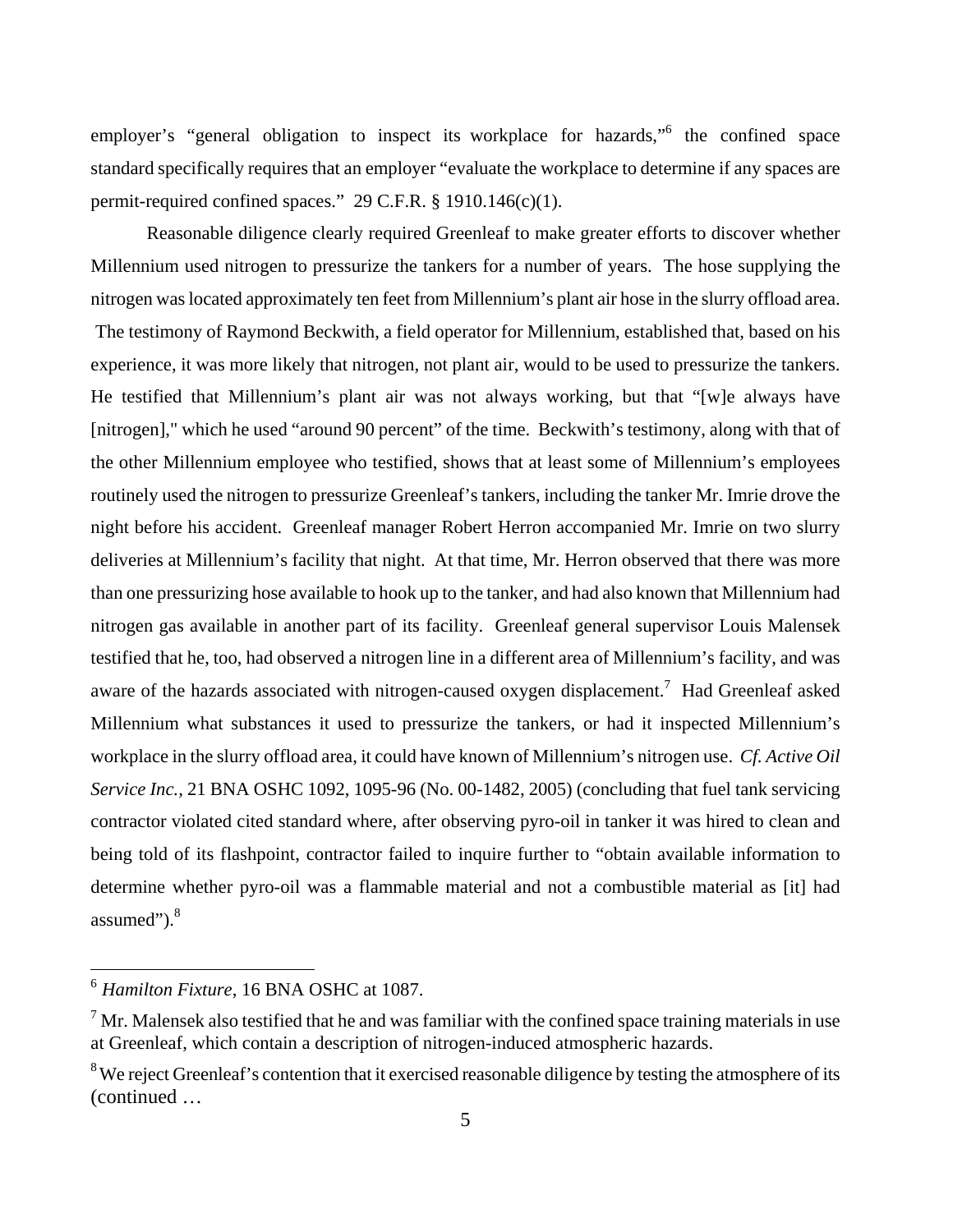employer's "general obligation to inspect its workplace for hazards,"[6] the confined space standard specifically requires that an employer "evaluate the workplace to determine if any spaces are permit-required confined spaces." 29 C.F.R. § 1910.146(c)(1).

Reasonable diligence clearly required Greenleaf to make greater efforts to discover whether Millennium used nitrogen to pressurize the tankers for a number of years. The hose supplying the nitrogen was located approximately ten feet from Millennium's plant air hose in the slurry offload area. The testimony of Raymond Beckwith, a field operator for Millennium, established that, based on his experience, it was more likely that nitrogen, not plant air, would to be used to pressurize the tankers. He testified that Millennium's plant air was not always working, but that "[w]e always have [nitrogen]," which he used "around 90 percent" of the time. Beckwith's testimony, along with that of the other Millennium employee who testified, shows that at least some of Millennium's employees routinely used the nitrogen to pressurize Greenleaf's tankers, including the tanker Mr. Imrie drove the night before his accident. Greenleaf manager Robert Herron accompanied Mr. Imrie on two slurry deliveries at Millennium's facility that night. At that time, Mr. Herron observed that there was more than one pressurizing hose available to hook up to the tanker, and had also known that Millennium had nitrogen gas available in another part of its facility. Greenleaf general supervisor Louis Malensek testified that he, too, had observed a nitrogen line in a different area of Millennium's facility, and was aware of the hazards associated with nitrogen-caused oxygen displacement.[7] Had Greenleaf asked Millennium what substances it used to pressurize the tankers, or had it inspected Millennium's workplace in the slurry offload area, it could have known of Millennium's nitrogen use. *Cf. Active Oil Service Inc.*, 21 BNA OSHC 1092, 1095-96 (No. 00-1482, 2005) (concluding that fuel tank servicing contractor violated cited standard where, after observing pyro-oil in tanker it was hired to clean and being told of its flashpoint, contractor failed to inquire further to "obtain available information to determine whether pyro-oil was a flammable material and not a combustible material as [it] had assumed").[8]

---

[6] *Hamilton Fixture*, 16 BNA OSHC at 1087.

[7] Mr. Malensek also testified that he and was familiar with the confined space training materials in use at Greenleaf, which contain a description of nitrogen-induced atmospheric hazards.

[8] We reject Greenleaf's contention that it exercised reasonable diligence by testing the atmosphere of its (continued …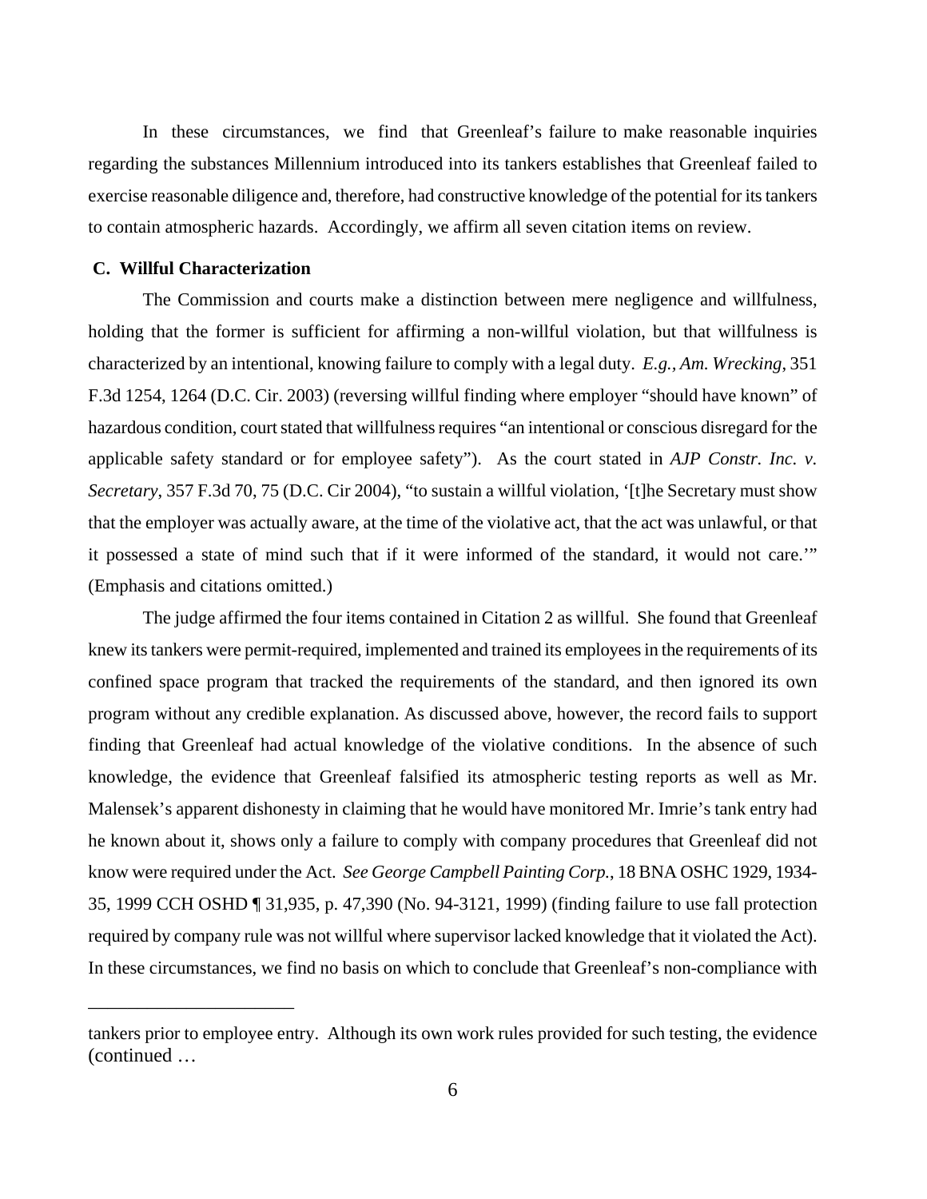In these circumstances, we find that Greenleaf's failure to make reasonable inquiries regarding the substances Millennium introduced into its tankers establishes that Greenleaf failed to exercise reasonable diligence and, therefore, had constructive knowledge of the potential for its tankers to contain atmospheric hazards. Accordingly, we affirm all seven citation items on review.

**C. Willful Characterization**

The Commission and courts make a distinction between mere negligence and willfulness, holding that the former is sufficient for affirming a non-willful violation, but that willfulness is characterized by an intentional, knowing failure to comply with a legal duty. *E.g.*, *Am. Wrecking*, 351 F.3d 1254, 1264 (D.C. Cir. 2003) (reversing willful finding where employer "should have known" of hazardous condition, court stated that willfulness requires "an intentional or conscious disregard for the applicable safety standard or for employee safety"). As the court stated in *AJP Constr. Inc. v. Secretary*, 357 F.3d 70, 75 (D.C. Cir 2004), "to sustain a willful violation, '[t]he Secretary must show that the employer was actually aware, at the time of the violative act, that the act was unlawful, or that it possessed a state of mind such that if it were informed of the standard, it would not care.'" (Emphasis and citations omitted.)

The judge affirmed the four items contained in Citation 2 as willful. She found that Greenleaf knew its tankers were permit-required, implemented and trained its employees in the requirements of its confined space program that tracked the requirements of the standard, and then ignored its own program without any credible explanation. As discussed above, however, the record fails to support finding that Greenleaf had actual knowledge of the violative conditions. In the absence of such knowledge, the evidence that Greenleaf falsified its atmospheric testing reports as well as Mr. Malensek's apparent dishonesty in claiming that he would have monitored Mr. Imrie's tank entry had he known about it, shows only a failure to comply with company procedures that Greenleaf did not know were required under the Act. *See George Campbell Painting Corp.*, 18 BNA OSHC 1929, 1934-35, 1999 CCH OSHD ¶ 31,935, p. 47,390 (No. 94-3121, 1999) (finding failure to use fall protection required by company rule was not willful where supervisor lacked knowledge that it violated the Act). In these circumstances, we find no basis on which to conclude that Greenleaf's non-compliance with

---

tankers prior to employee entry. Although its own work rules provided for such testing, the evidence (continued …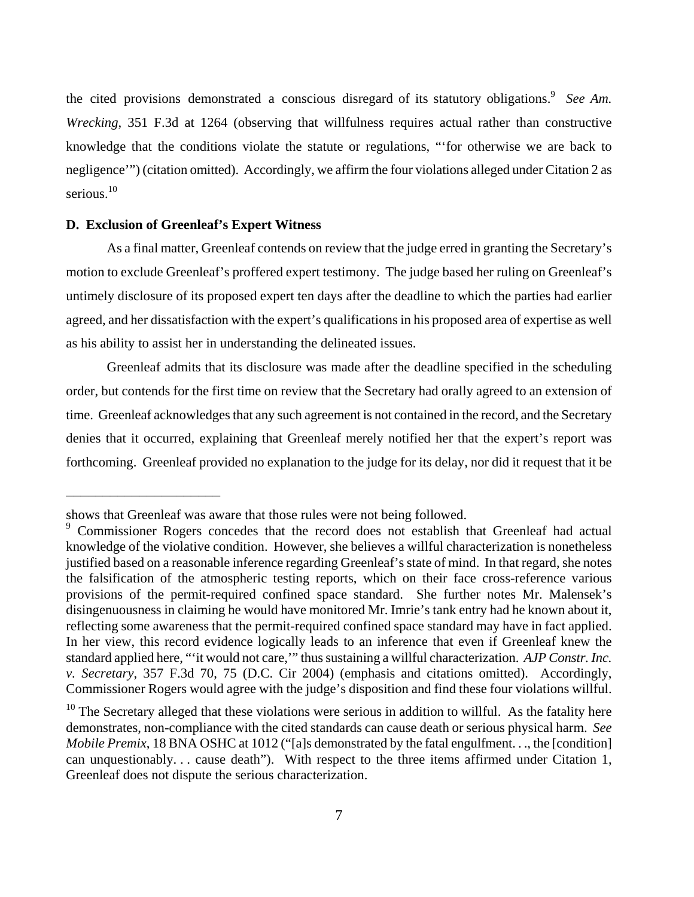the cited provisions demonstrated a conscious disregard of its statutory obligations.[9] *See Am. Wrecking*, 351 F.3d at 1264 (observing that willfulness requires actual rather than constructive knowledge that the conditions violate the statute or regulations, "'for otherwise we are back to negligence'") (citation omitted). Accordingly, we affirm the four violations alleged under Citation 2 as serious.[10]

**D. Exclusion of Greenleaf's Expert Witness**

As a final matter, Greenleaf contends on review that the judge erred in granting the Secretary's motion to exclude Greenleaf's proffered expert testimony. The judge based her ruling on Greenleaf's untimely disclosure of its proposed expert ten days after the deadline to which the parties had earlier agreed, and her dissatisfaction with the expert's qualifications in his proposed area of expertise as well as his ability to assist her in understanding the delineated issues.

Greenleaf admits that its disclosure was made after the deadline specified in the scheduling order, but contends for the first time on review that the Secretary had orally agreed to an extension of time. Greenleaf acknowledges that any such agreement is not contained in the record, and the Secretary denies that it occurred, explaining that Greenleaf merely notified her that the expert's report was forthcoming. Greenleaf provided no explanation to the judge for its delay, nor did it request that it be

---

shows that Greenleaf was aware that those rules were not being followed.

[9] Commissioner Rogers concedes that the record does not establish that Greenleaf had actual knowledge of the violative condition. However, she believes a willful characterization is nonetheless justified based on a reasonable inference regarding Greenleaf's state of mind. In that regard, she notes the falsification of the atmospheric testing reports, which on their face cross-reference various provisions of the permit-required confined space standard. She further notes Mr. Malensek's disingenuousness in claiming he would have monitored Mr. Imrie's tank entry had he known about it, reflecting some awareness that the permit-required confined space standard may have in fact applied. In her view, this record evidence logically leads to an inference that even if Greenleaf knew the standard applied here, "'it would not care,'" thus sustaining a willful characterization. *AJP Constr. Inc. v. Secretary*, 357 F.3d 70, 75 (D.C. Cir 2004) (emphasis and citations omitted). Accordingly, Commissioner Rogers would agree with the judge's disposition and find these four violations willful.

[10] The Secretary alleged that these violations were serious in addition to willful. As the fatality here demonstrates, non-compliance with the cited standards can cause death or serious physical harm. *See Mobile Premix*, 18 BNA OSHC at 1012 ("[a]s demonstrated by the fatal engulfment. . ., the [condition] can unquestionably. . . cause death"). With respect to the three items affirmed under Citation 1, Greenleaf does not dispute the serious characterization.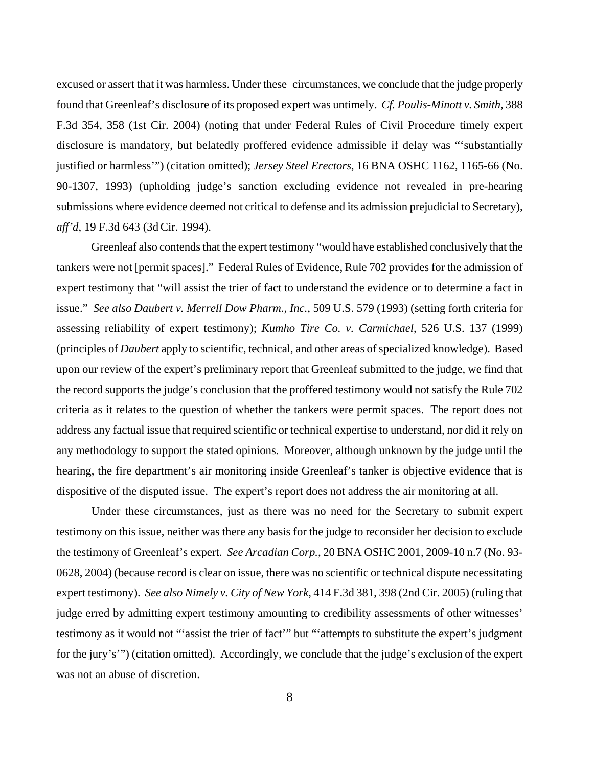excused or assert that it was harmless. Under these circumstances, we conclude that the judge properly found that Greenleaf's disclosure of its proposed expert was untimely. *Cf. Poulis-Minott v. Smith*, 388 F.3d 354, 358 (1st Cir. 2004) (noting that under Federal Rules of Civil Procedure timely expert disclosure is mandatory, but belatedly proffered evidence admissible if delay was "'substantially justified or harmless'") (citation omitted); *Jersey Steel Erectors*, 16 BNA OSHC 1162, 1165-66 (No. 90-1307, 1993) (upholding judge's sanction excluding evidence not revealed in pre-hearing submissions where evidence deemed not critical to defense and its admission prejudicial to Secretary), *aff'd*, 19 F.3d 643 (3d Cir. 1994).

Greenleaf also contends that the expert testimony "would have established conclusively that the tankers were not [permit spaces]." Federal Rules of Evidence, Rule 702 provides for the admission of expert testimony that "will assist the trier of fact to understand the evidence or to determine a fact in issue." *See also Daubert v. Merrell Dow Pharm., Inc.*, 509 U.S. 579 (1993) (setting forth criteria for assessing reliability of expert testimony); *Kumho Tire Co. v. Carmichael*, 526 U.S. 137 (1999) (principles of *Daubert* apply to scientific, technical, and other areas of specialized knowledge). Based upon our review of the expert's preliminary report that Greenleaf submitted to the judge, we find that the record supports the judge's conclusion that the proffered testimony would not satisfy the Rule 702 criteria as it relates to the question of whether the tankers were permit spaces. The report does not address any factual issue that required scientific or technical expertise to understand, nor did it rely on any methodology to support the stated opinions. Moreover, although unknown by the judge until the hearing, the fire department's air monitoring inside Greenleaf's tanker is objective evidence that is dispositive of the disputed issue. The expert's report does not address the air monitoring at all.

Under these circumstances, just as there was no need for the Secretary to submit expert testimony on this issue, neither was there any basis for the judge to reconsider her decision to exclude the testimony of Greenleaf's expert. *See Arcadian Corp.*, 20 BNA OSHC 2001, 2009-10 n.7 (No. 93-0628, 2004) (because record is clear on issue, there was no scientific or technical dispute necessitating expert testimony). *See also Nimely v. City of New York*, 414 F.3d 381, 398 (2nd Cir. 2005) (ruling that judge erred by admitting expert testimony amounting to credibility assessments of other witnesses' testimony as it would not "'assist the trier of fact'" but "'attempts to substitute the expert's judgment for the jury's'") (citation omitted). Accordingly, we conclude that the judge's exclusion of the expert was not an abuse of discretion.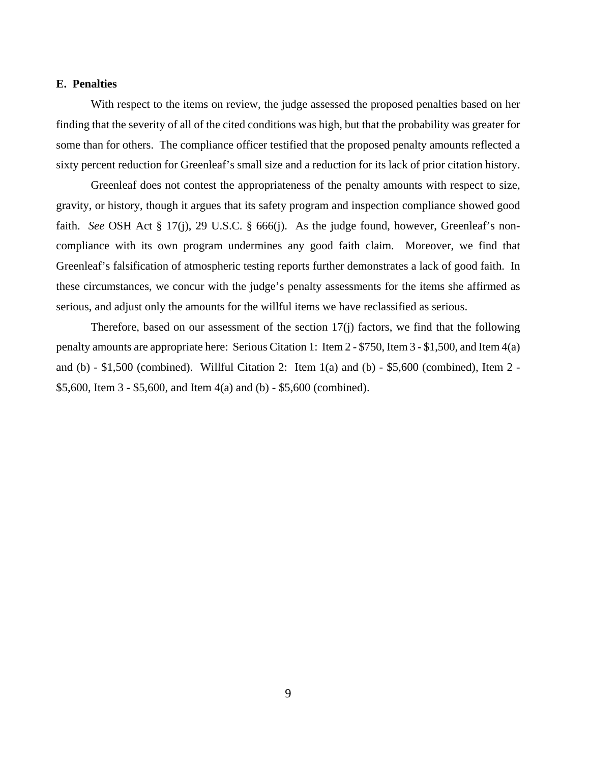### E. Penalties

With respect to the items on review, the judge assessed the proposed penalties based on her finding that the severity of all of the cited conditions was high, but that the probability was greater for some than for others. The compliance officer testified that the proposed penalty amounts reflected a sixty percent reduction for Greenleaf's small size and a reduction for its lack of prior citation history.

Greenleaf does not contest the appropriateness of the penalty amounts with respect to size, gravity, or history, though it argues that its safety program and inspection compliance showed good faith. *See* OSH Act § 17(j), 29 U.S.C. § 666(j). As the judge found, however, Greenleaf's non-compliance with its own program undermines any good faith claim. Moreover, we find that Greenleaf's falsification of atmospheric testing reports further demonstrates a lack of good faith. In these circumstances, we concur with the judge's penalty assessments for the items she affirmed as serious, and adjust only the amounts for the willful items we have reclassified as serious.

Therefore, based on our assessment of the section 17(j) factors, we find that the following penalty amounts are appropriate here: Serious Citation 1: Item 2 - $750, Item 3 - $1,500, and Item 4(a) and (b) - $1,500 (combined). Willful Citation 2: Item 1(a) and (b) - $5,600 (combined), Item 2 - $5,600, Item 3 - $5,600, and Item 4(a) and (b) - $5,600 (combined).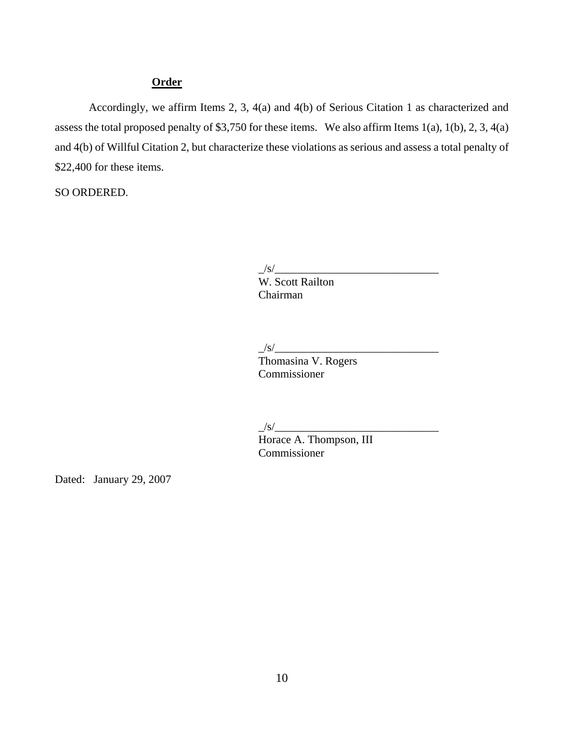## Order

Accordingly, we affirm Items 2, 3, 4(a) and 4(b) of Serious Citation 1 as characterized and assess the total proposed penalty of $3,750 for these items. We also affirm Items 1(a), 1(b), 2, 3, 4(a) and 4(b) of Willful Citation 2, but characterize these violations as serious and assess a total penalty of $22,400 for these items.

SO ORDERED.

_/s/______________________________
W. Scott Railton
Chairman

_/s/______________________________
Thomasina V. Rogers
Commissioner

_/s/______________________________
Horace A. Thompson, III
Commissioner

Dated: January 29, 2007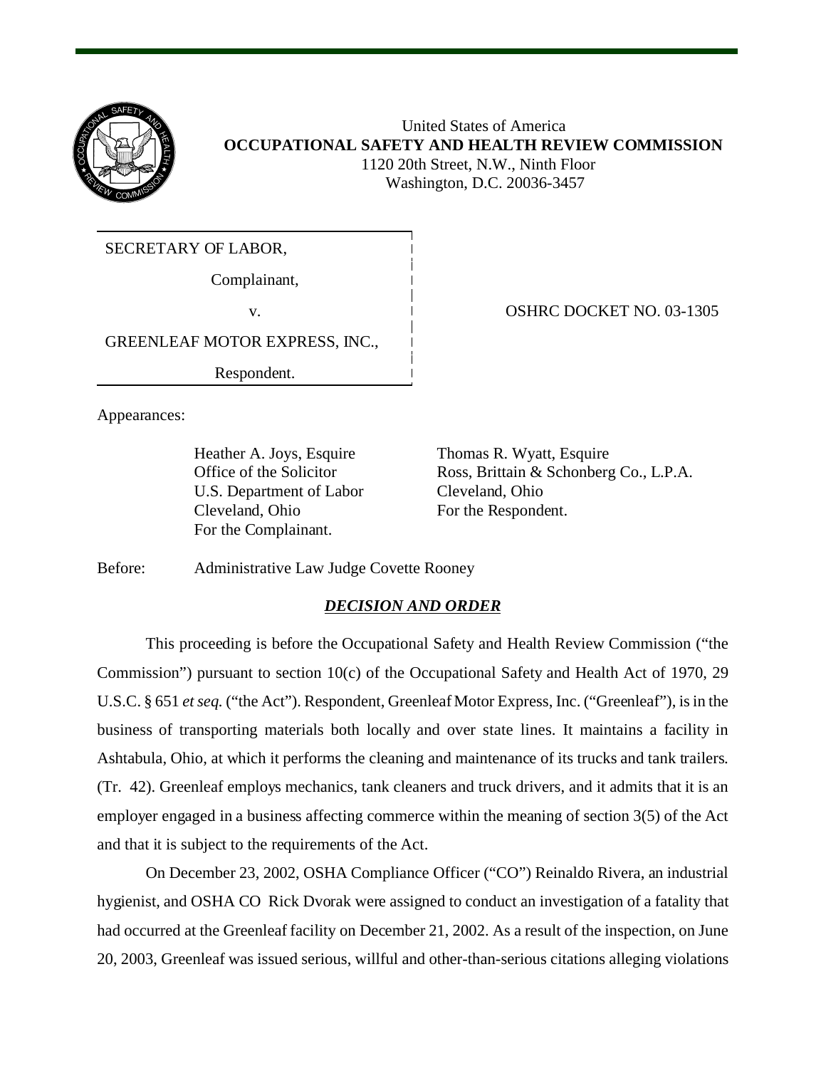United States of America
**OCCUPATIONAL SAFETY AND HEALTH REVIEW COMMISSION**
1120 20th Street, N.W., Ninth Floor
Washington, D.C. 20036-3457

SECRETARY OF LABOR,

Complainant,

v.

GREENLEAF MOTOR EXPRESS, INC.,

Respondent.

OSHRC DOCKET NO. 03-1305

Appearances:

Heather A. Joys, Esquire
Office of the Solicitor
U.S. Department of Labor
Cleveland, Ohio
For the Complainant.

Thomas R. Wyatt, Esquire
Ross, Brittain & Schonberg Co., L.P.A.
Cleveland, Ohio
For the Respondent.

Before: Administrative Law Judge Covette Rooney

## ***DECISION AND ORDER***

This proceeding is before the Occupational Safety and Health Review Commission ("the Commission") pursuant to section 10(c) of the Occupational Safety and Health Act of 1970, 29 U.S.C. § 651 *et seq.* ("the Act"). Respondent, Greenleaf Motor Express, Inc. ("Greenleaf"), is in the business of transporting materials both locally and over state lines. It maintains a facility in Ashtabula, Ohio, at which it performs the cleaning and maintenance of its trucks and tank trailers. (Tr. 42). Greenleaf employs mechanics, tank cleaners and truck drivers, and it admits that it is an employer engaged in a business affecting commerce within the meaning of section 3(5) of the Act and that it is subject to the requirements of the Act.

On December 23, 2002, OSHA Compliance Officer ("CO") Reinaldo Rivera, an industrial hygienist, and OSHA CO Rick Dvorak were assigned to conduct an investigation of a fatality that had occurred at the Greenleaf facility on December 21, 2002. As a result of the inspection, on June 20, 2003, Greenleaf was issued serious, willful and other-than-serious citations alleging violations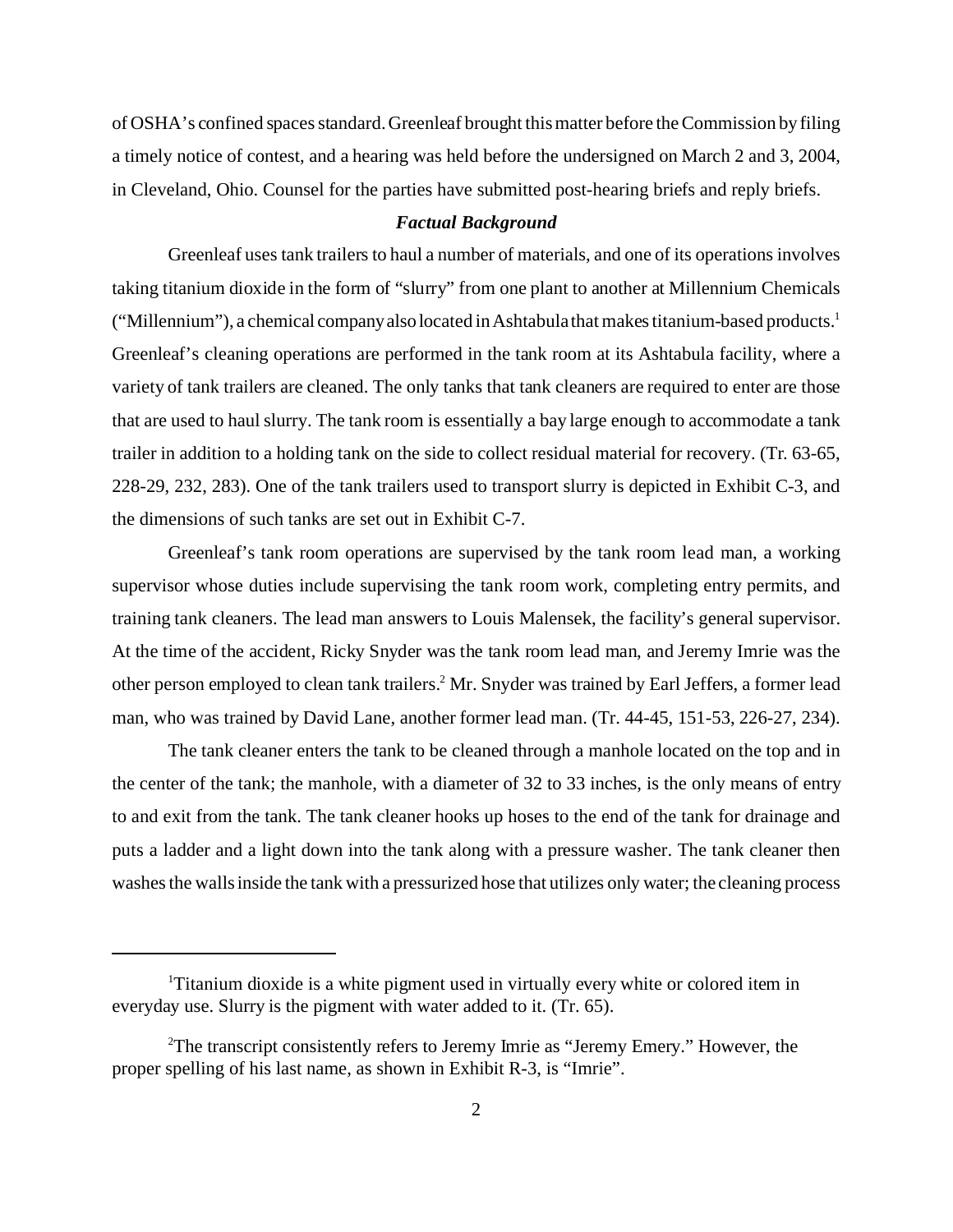of OSHA's confined spaces standard. Greenleaf brought this matter before the Commission by filing a timely notice of contest, and a hearing was held before the undersigned on March 2 and 3, 2004, in Cleveland, Ohio. Counsel for the parties have submitted post-hearing briefs and reply briefs.

### *Factual Background*

Greenleaf uses tank trailers to haul a number of materials, and one of its operations involves taking titanium dioxide in the form of "slurry" from one plant to another at Millennium Chemicals ("Millennium"), a chemical company also located in Ashtabula that makes titanium-based products.[1] Greenleaf's cleaning operations are performed in the tank room at its Ashtabula facility, where a variety of tank trailers are cleaned. The only tanks that tank cleaners are required to enter are those that are used to haul slurry. The tank room is essentially a bay large enough to accommodate a tank trailer in addition to a holding tank on the side to collect residual material for recovery. (Tr. 63-65, 228-29, 232, 283). One of the tank trailers used to transport slurry is depicted in Exhibit C-3, and the dimensions of such tanks are set out in Exhibit C-7.

Greenleaf's tank room operations are supervised by the tank room lead man, a working supervisor whose duties include supervising the tank room work, completing entry permits, and training tank cleaners. The lead man answers to Louis Malensek, the facility's general supervisor. At the time of the accident, Ricky Snyder was the tank room lead man, and Jeremy Imrie was the other person employed to clean tank trailers.[2] Mr. Snyder was trained by Earl Jeffers, a former lead man, who was trained by David Lane, another former lead man. (Tr. 44-45, 151-53, 226-27, 234).

The tank cleaner enters the tank to be cleaned through a manhole located on the top and in the center of the tank; the manhole, with a diameter of 32 to 33 inches, is the only means of entry to and exit from the tank. The tank cleaner hooks up hoses to the end of the tank for drainage and puts a ladder and a light down into the tank along with a pressure washer. The tank cleaner then washes the walls inside the tank with a pressurized hose that utilizes only water; the cleaning process

---

[1]Titanium dioxide is a white pigment used in virtually every white or colored item in everyday use. Slurry is the pigment with water added to it. (Tr. 65).

[2]The transcript consistently refers to Jeremy Imrie as "Jeremy Emery." However, the proper spelling of his last name, as shown in Exhibit R-3, is "Imrie".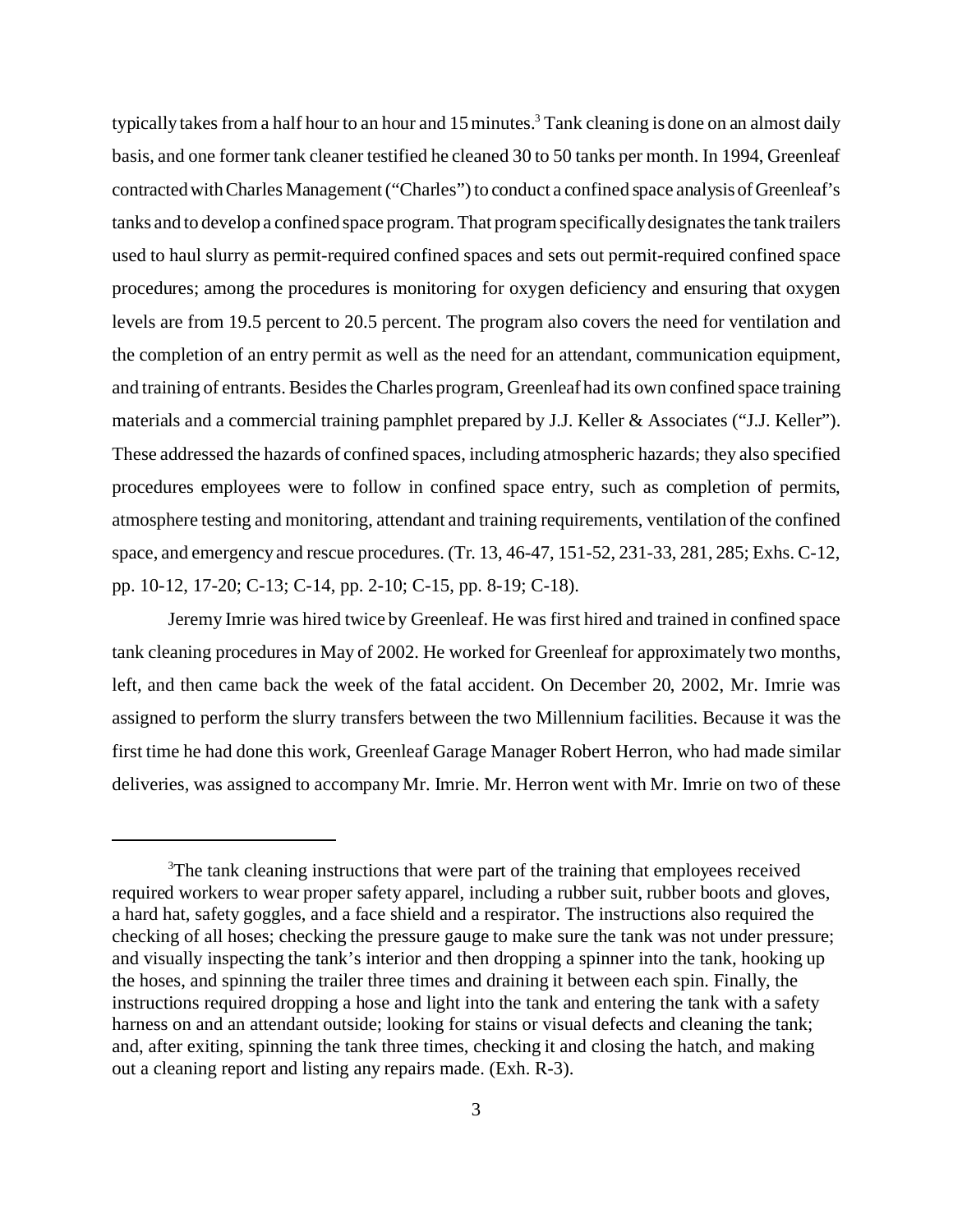typically takes from a half hour to an hour and 15 minutes.[3] Tank cleaning is done on an almost daily basis, and one former tank cleaner testified he cleaned 30 to 50 tanks per month. In 1994, Greenleaf contracted with Charles Management ("Charles") to conduct a confined space analysis of Greenleaf's tanks and to develop a confined space program. That program specifically designates the tank trailers used to haul slurry as permit-required confined spaces and sets out permit-required confined space procedures; among the procedures is monitoring for oxygen deficiency and ensuring that oxygen levels are from 19.5 percent to 20.5 percent. The program also covers the need for ventilation and the completion of an entry permit as well as the need for an attendant, communication equipment, and training of entrants. Besides the Charles program, Greenleaf had its own confined space training materials and a commercial training pamphlet prepared by J.J. Keller & Associates ("J.J. Keller"). These addressed the hazards of confined spaces, including atmospheric hazards; they also specified procedures employees were to follow in confined space entry, such as completion of permits, atmosphere testing and monitoring, attendant and training requirements, ventilation of the confined space, and emergency and rescue procedures. (Tr. 13, 46-47, 151-52, 231-33, 281, 285; Exhs. C-12, pp. 10-12, 17-20; C-13; C-14, pp. 2-10; C-15, pp. 8-19; C-18).

Jeremy Imrie was hired twice by Greenleaf. He was first hired and trained in confined space tank cleaning procedures in May of 2002. He worked for Greenleaf for approximately two months, left, and then came back the week of the fatal accident. On December 20, 2002, Mr. Imrie was assigned to perform the slurry transfers between the two Millennium facilities. Because it was the first time he had done this work, Greenleaf Garage Manager Robert Herron, who had made similar deliveries, was assigned to accompany Mr. Imrie. Mr. Herron went with Mr. Imrie on two of these

---

[3] The tank cleaning instructions that were part of the training that employees received required workers to wear proper safety apparel, including a rubber suit, rubber boots and gloves, a hard hat, safety goggles, and a face shield and a respirator. The instructions also required the checking of all hoses; checking the pressure gauge to make sure the tank was not under pressure; and visually inspecting the tank's interior and then dropping a spinner into the tank, hooking up the hoses, and spinning the trailer three times and draining it between each spin. Finally, the instructions required dropping a hose and light into the tank and entering the tank with a safety harness on and an attendant outside; looking for stains or visual defects and cleaning the tank; and, after exiting, spinning the tank three times, checking it and closing the hatch, and making out a cleaning report and listing any repairs made. (Exh. R-3).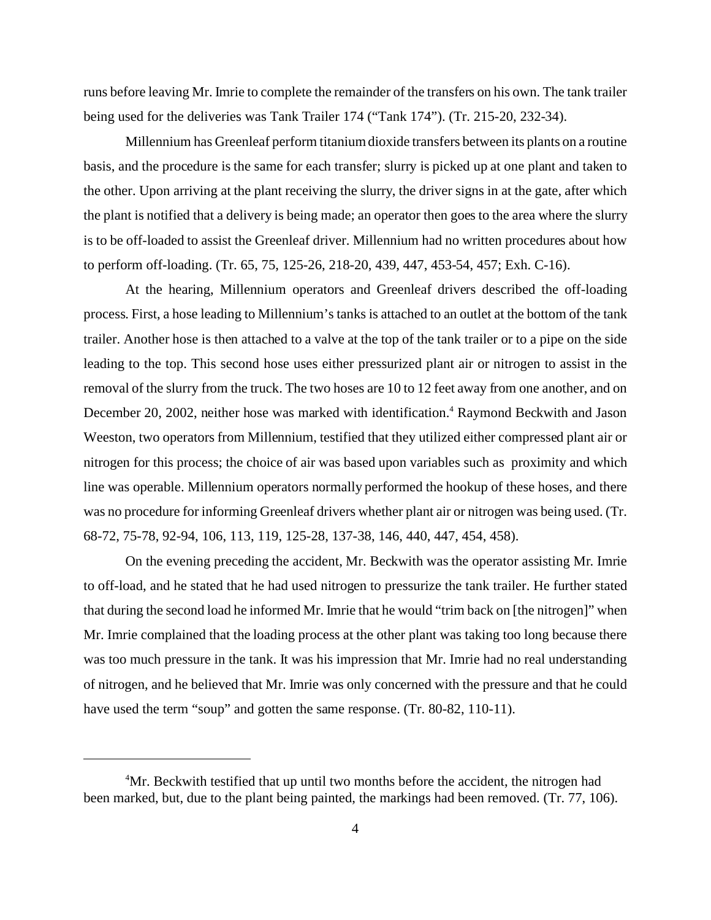runs before leaving Mr. Imrie to complete the remainder of the transfers on his own. The tank trailer being used for the deliveries was Tank Trailer 174 ("Tank 174"). (Tr. 215-20, 232-34).

Millennium has Greenleaf perform titanium dioxide transfers between its plants on a routine basis, and the procedure is the same for each transfer; slurry is picked up at one plant and taken to the other. Upon arriving at the plant receiving the slurry, the driver signs in at the gate, after which the plant is notified that a delivery is being made; an operator then goes to the area where the slurry is to be off-loaded to assist the Greenleaf driver. Millennium had no written procedures about how to perform off-loading. (Tr. 65, 75, 125-26, 218-20, 439, 447, 453-54, 457; Exh. C-16).

At the hearing, Millennium operators and Greenleaf drivers described the off-loading process. First, a hose leading to Millennium's tanks is attached to an outlet at the bottom of the tank trailer. Another hose is then attached to a valve at the top of the tank trailer or to a pipe on the side leading to the top. This second hose uses either pressurized plant air or nitrogen to assist in the removal of the slurry from the truck. The two hoses are 10 to 12 feet away from one another, and on December 20, 2002, neither hose was marked with identification.[4] Raymond Beckwith and Jason Weeston, two operators from Millennium, testified that they utilized either compressed plant air or nitrogen for this process; the choice of air was based upon variables such as proximity and which line was operable. Millennium operators normally performed the hookup of these hoses, and there was no procedure for informing Greenleaf drivers whether plant air or nitrogen was being used. (Tr. 68-72, 75-78, 92-94, 106, 113, 119, 125-28, 137-38, 146, 440, 447, 454, 458).

On the evening preceding the accident, Mr. Beckwith was the operator assisting Mr. Imrie to off-load, and he stated that he had used nitrogen to pressurize the tank trailer. He further stated that during the second load he informed Mr. Imrie that he would "trim back on [the nitrogen]" when Mr. Imrie complained that the loading process at the other plant was taking too long because there was too much pressure in the tank. It was his impression that Mr. Imrie had no real understanding of nitrogen, and he believed that Mr. Imrie was only concerned with the pressure and that he could have used the term "soup" and gotten the same response. (Tr. 80-82, 110-11).

---

[4] Mr. Beckwith testified that up until two months before the accident, the nitrogen had been marked, but, due to the plant being painted, the markings had been removed. (Tr. 77, 106).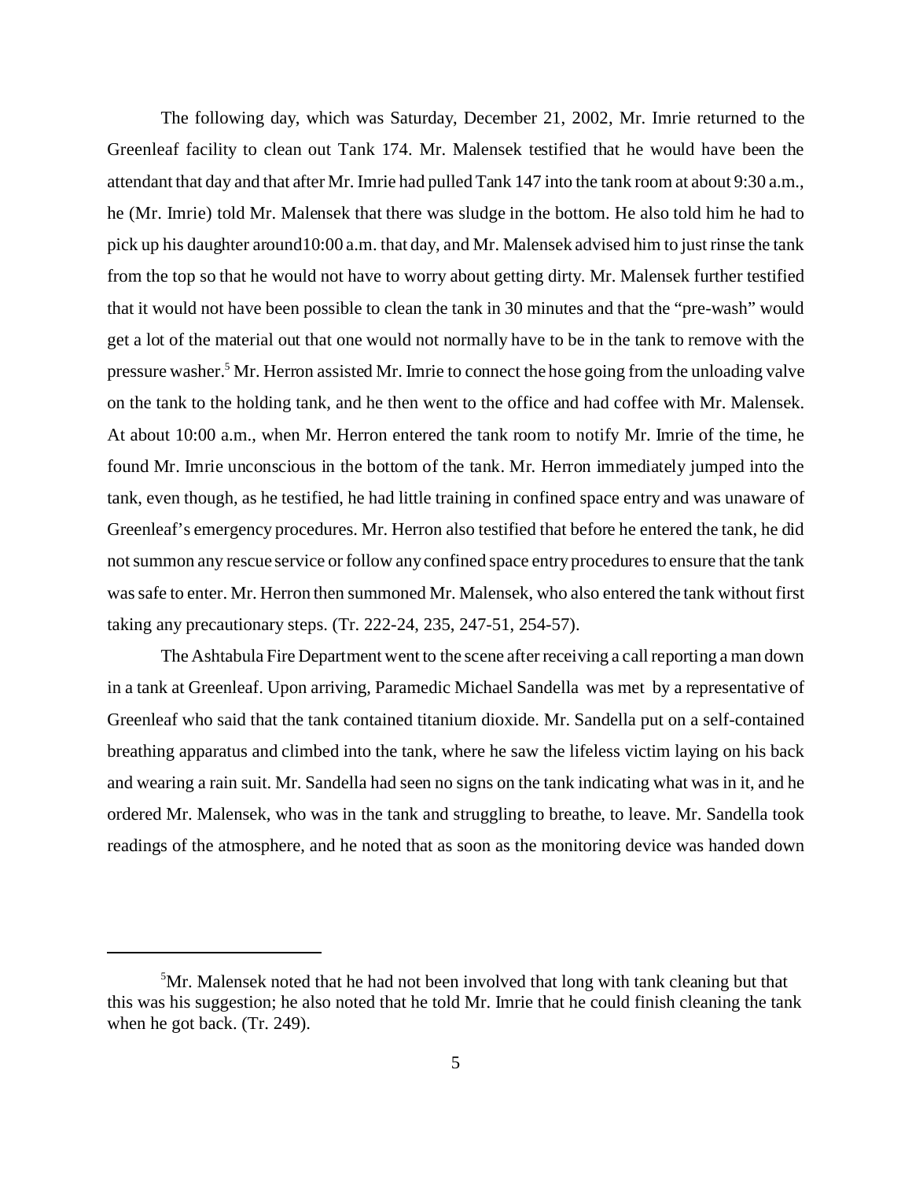The following day, which was Saturday, December 21, 2002, Mr. Imrie returned to the Greenleaf facility to clean out Tank 174. Mr. Malensek testified that he would have been the attendant that day and that after Mr. Imrie had pulled Tank 147 into the tank room at about 9:30 a.m., he (Mr. Imrie) told Mr. Malensek that there was sludge in the bottom. He also told him he had to pick up his daughter around10:00 a.m. that day, and Mr. Malensek advised him to just rinse the tank from the top so that he would not have to worry about getting dirty. Mr. Malensek further testified that it would not have been possible to clean the tank in 30 minutes and that the "pre-wash" would get a lot of the material out that one would not normally have to be in the tank to remove with the pressure washer.[5] Mr. Herron assisted Mr. Imrie to connect the hose going from the unloading valve on the tank to the holding tank, and he then went to the office and had coffee with Mr. Malensek. At about 10:00 a.m., when Mr. Herron entered the tank room to notify Mr. Imrie of the time, he found Mr. Imrie unconscious in the bottom of the tank. Mr. Herron immediately jumped into the tank, even though, as he testified, he had little training in confined space entry and was unaware of Greenleaf's emergency procedures. Mr. Herron also testified that before he entered the tank, he did not summon any rescue service or follow any confined space entry procedures to ensure that the tank was safe to enter. Mr. Herron then summoned Mr. Malensek, who also entered the tank without first taking any precautionary steps. (Tr. 222-24, 235, 247-51, 254-57).

The Ashtabula Fire Department went to the scene after receiving a call reporting a man down in a tank at Greenleaf. Upon arriving, Paramedic Michael Sandella was met by a representative of Greenleaf who said that the tank contained titanium dioxide. Mr. Sandella put on a self-contained breathing apparatus and climbed into the tank, where he saw the lifeless victim laying on his back and wearing a rain suit. Mr. Sandella had seen no signs on the tank indicating what was in it, and he ordered Mr. Malensek, who was in the tank and struggling to breathe, to leave. Mr. Sandella took readings of the atmosphere, and he noted that as soon as the monitoring device was handed down

---

[5] Mr. Malensek noted that he had not been involved that long with tank cleaning but that this was his suggestion; he also noted that he told Mr. Imrie that he could finish cleaning the tank when he got back. (Tr. 249).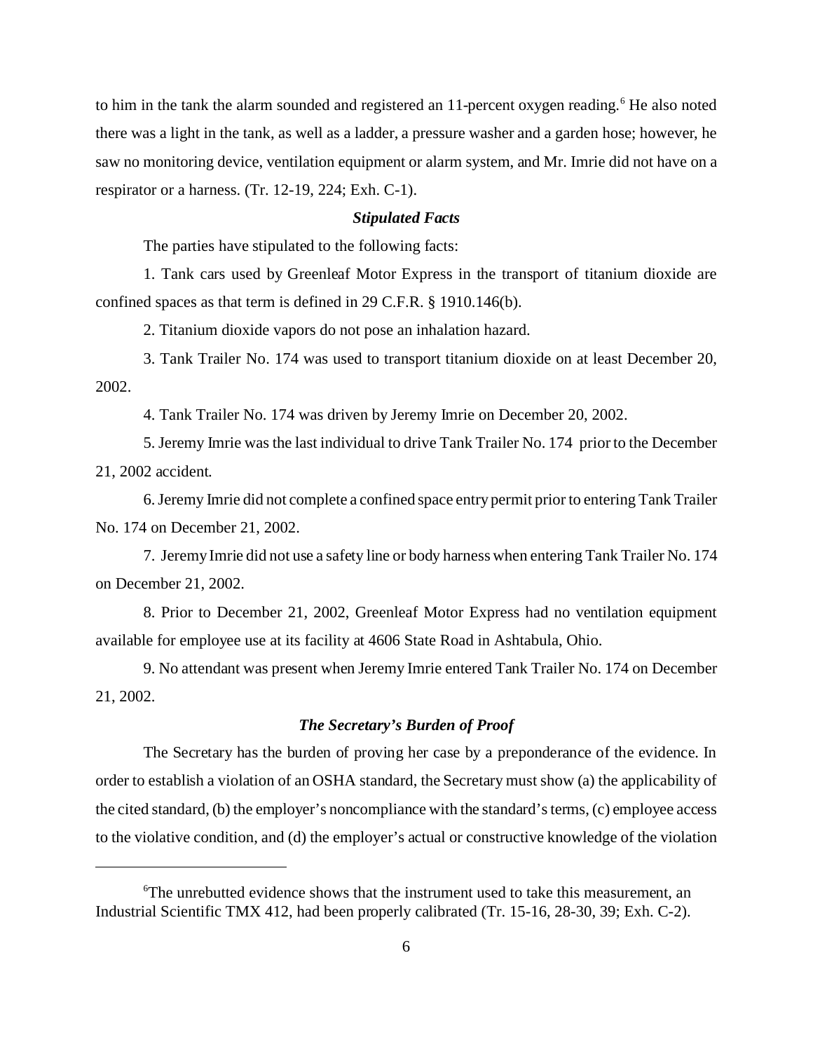to him in the tank the alarm sounded and registered an 11-percent oxygen reading.[6] He also noted there was a light in the tank, as well as a ladder, a pressure washer and a garden hose; however, he saw no monitoring device, ventilation equipment or alarm system, and Mr. Imrie did not have on a respirator or a harness. (Tr. 12-19, 224; Exh. C-1).

### *Stipulated Facts*

The parties have stipulated to the following facts:

1. Tank cars used by Greenleaf Motor Express in the transport of titanium dioxide are confined spaces as that term is defined in 29 C.F.R. § 1910.146(b).

2. Titanium dioxide vapors do not pose an inhalation hazard.

3. Tank Trailer No. 174 was used to transport titanium dioxide on at least December 20, 2002.

4. Tank Trailer No. 174 was driven by Jeremy Imrie on December 20, 2002.

5. Jeremy Imrie was the last individual to drive Tank Trailer No. 174 prior to the December 21, 2002 accident.

6. Jeremy Imrie did not complete a confined space entry permit prior to entering Tank Trailer No. 174 on December 21, 2002.

7. Jeremy Imrie did not use a safety line or body harness when entering Tank Trailer No. 174 on December 21, 2002.

8. Prior to December 21, 2002, Greenleaf Motor Express had no ventilation equipment available for employee use at its facility at 4606 State Road in Ashtabula, Ohio.

9. No attendant was present when Jeremy Imrie entered Tank Trailer No. 174 on December 21, 2002.

### *The Secretary's Burden of Proof*

The Secretary has the burden of proving her case by a preponderance of the evidence. In order to establish a violation of an OSHA standard, the Secretary must show (a) the applicability of the cited standard, (b) the employer's noncompliance with the standard's terms, (c) employee access to the violative condition, and (d) the employer's actual or constructive knowledge of the violation

---

[6] The unrebutted evidence shows that the instrument used to take this measurement, an Industrial Scientific TMX 412, had been properly calibrated (Tr. 15-16, 28-30, 39; Exh. C-2).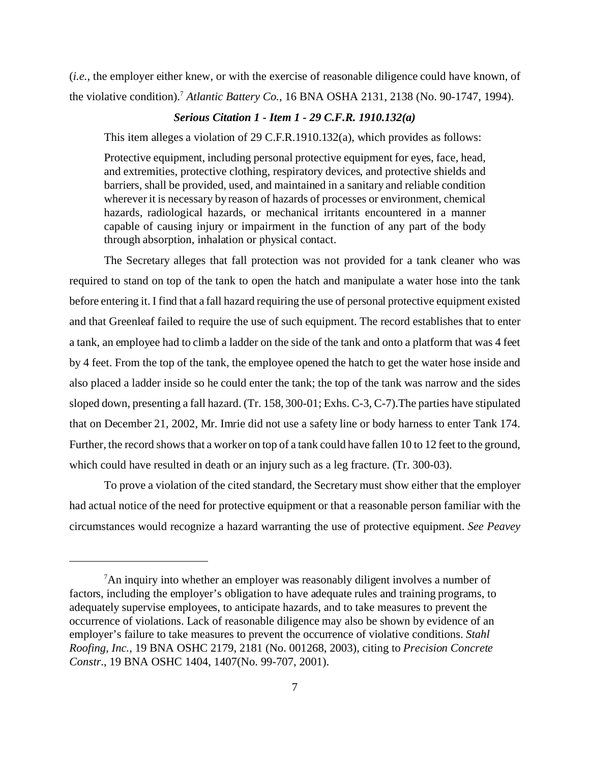(*i.e.*, the employer either knew, or with the exercise of reasonable diligence could have known, of the violative condition).[7] *Atlantic Battery Co.*, 16 BNA OSHA 2131, 2138 (No. 90-1747, 1994).

### *Serious Citation 1 - Item 1 - 29 C.F.R. 1910.132(a)*

This item alleges a violation of 29 C.F.R.1910.132(a), which provides as follows:

> Protective equipment, including personal protective equipment for eyes, face, head, and extremities, protective clothing, respiratory devices, and protective shields and barriers, shall be provided, used, and maintained in a sanitary and reliable condition wherever it is necessary by reason of hazards of processes or environment, chemical hazards, radiological hazards, or mechanical irritants encountered in a manner capable of causing injury or impairment in the function of any part of the body through absorption, inhalation or physical contact.

The Secretary alleges that fall protection was not provided for a tank cleaner who was required to stand on top of the tank to open the hatch and manipulate a water hose into the tank before entering it. I find that a fall hazard requiring the use of personal protective equipment existed and that Greenleaf failed to require the use of such equipment. The record establishes that to enter a tank, an employee had to climb a ladder on the side of the tank and onto a platform that was 4 feet by 4 feet. From the top of the tank, the employee opened the hatch to get the water hose inside and also placed a ladder inside so he could enter the tank; the top of the tank was narrow and the sides sloped down, presenting a fall hazard. (Tr. 158, 300-01; Exhs. C-3, C-7).The parties have stipulated that on December 21, 2002, Mr. Imrie did not use a safety line or body harness to enter Tank 174. Further, the record shows that a worker on top of a tank could have fallen 10 to 12 feet to the ground, which could have resulted in death or an injury such as a leg fracture. (Tr. 300-03).

To prove a violation of the cited standard, the Secretary must show either that the employer had actual notice of the need for protective equipment or that a reasonable person familiar with the circumstances would recognize a hazard warranting the use of protective equipment. *See Peavey*

---

[7] An inquiry into whether an employer was reasonably diligent involves a number of factors, including the employer's obligation to have adequate rules and training programs, to adequately supervise employees, to anticipate hazards, and to take measures to prevent the occurrence of violations. Lack of reasonable diligence may also be shown by evidence of an employer's failure to take measures to prevent the occurrence of violative conditions. *Stahl Roofing, Inc.*, 19 BNA OSHC 2179, 2181 (No. 001268, 2003), citing to *Precision Concrete Constr.*, 19 BNA OSHC 1404, 1407(No. 99-707, 2001).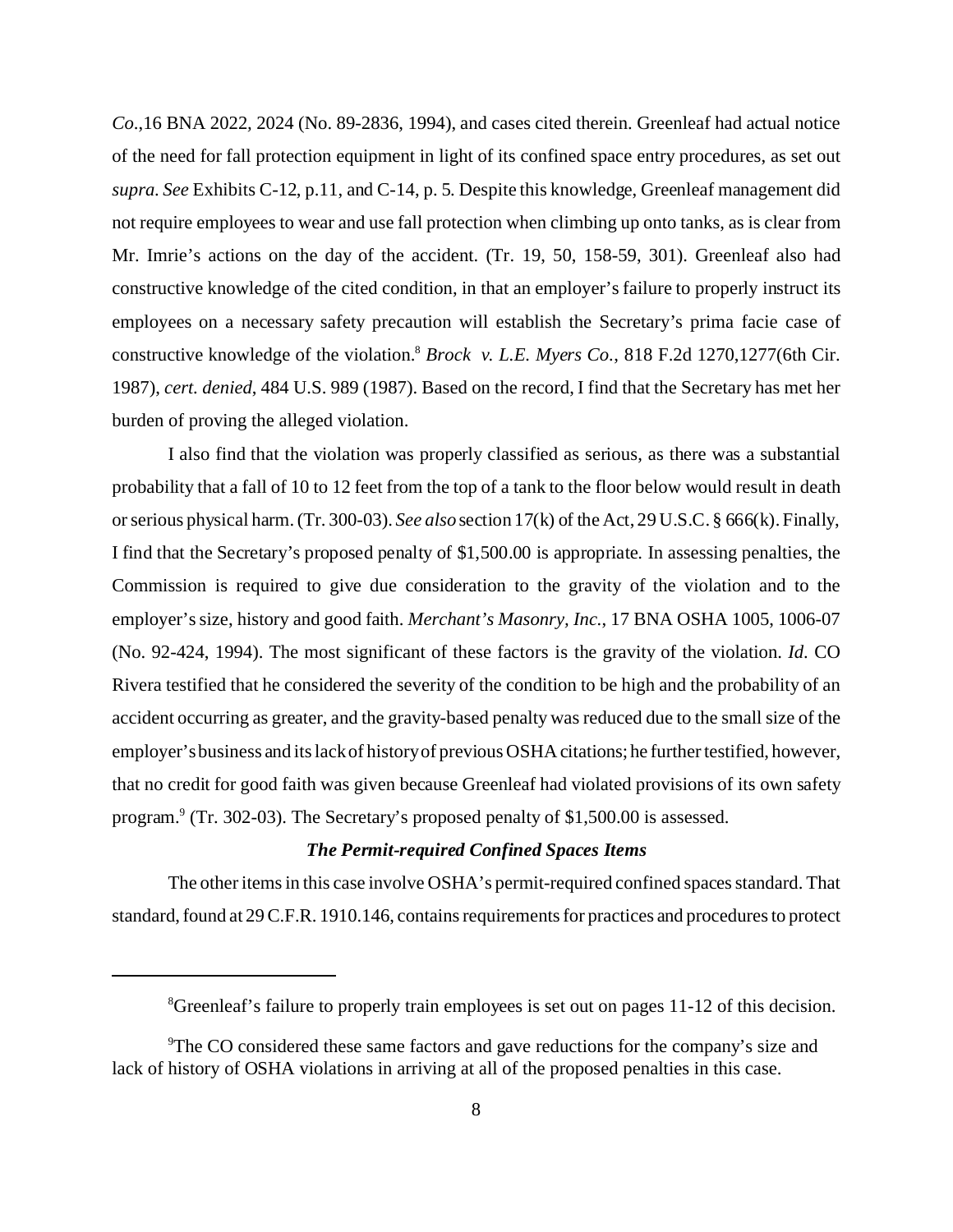*Co*.,16 BNA 2022, 2024 (No. 89-2836, 1994), and cases cited therein. Greenleaf had actual notice of the need for fall protection equipment in light of its confined space entry procedures, as set out *supra*. *See* Exhibits C-12, p.11, and C-14, p. 5. Despite this knowledge, Greenleaf management did not require employees to wear and use fall protection when climbing up onto tanks, as is clear from Mr. Imrie's actions on the day of the accident. (Tr. 19, 50, 158-59, 301). Greenleaf also had constructive knowledge of the cited condition, in that an employer's failure to properly instruct its employees on a necessary safety precaution will establish the Secretary's prima facie case of constructive knowledge of the violation.[8] *Brock v. L.E. Myers Co.*, 818 F.2d 1270,1277(6th Cir. 1987), *cert. denied*, 484 U.S. 989 (1987). Based on the record, I find that the Secretary has met her burden of proving the alleged violation.

I also find that the violation was properly classified as serious, as there was a substantial probability that a fall of 10 to 12 feet from the top of a tank to the floor below would result in death or serious physical harm. (Tr. 300-03). *See also* section 17(k) of the Act, 29 U.S.C. § 666(k). Finally, I find that the Secretary's proposed penalty of $1,500.00 is appropriate. In assessing penalties, the Commission is required to give due consideration to the gravity of the violation and to the employer's size, history and good faith. *Merchant's Masonry, Inc.*, 17 BNA OSHA 1005, 1006-07 (No. 92-424, 1994). The most significant of these factors is the gravity of the violation. *Id*. CO Rivera testified that he considered the severity of the condition to be high and the probability of an accident occurring as greater, and the gravity-based penalty was reduced due to the small size of the employer's business and its lack of history of previous OSHA citations; he further testified, however, that no credit for good faith was given because Greenleaf had violated provisions of its own safety program.[9] (Tr. 302-03). The Secretary's proposed penalty of $1,500.00 is assessed.

***The Permit-required Confined Spaces Items***

The other items in this case involve OSHA's permit-required confined spaces standard. That standard, found at 29 C.F.R. 1910.146, contains requirements for practices and procedures to protect

---

[8] Greenleaf's failure to properly train employees is set out on pages 11-12 of this decision.

[9] The CO considered these same factors and gave reductions for the company's size and lack of history of OSHA violations in arriving at all of the proposed penalties in this case.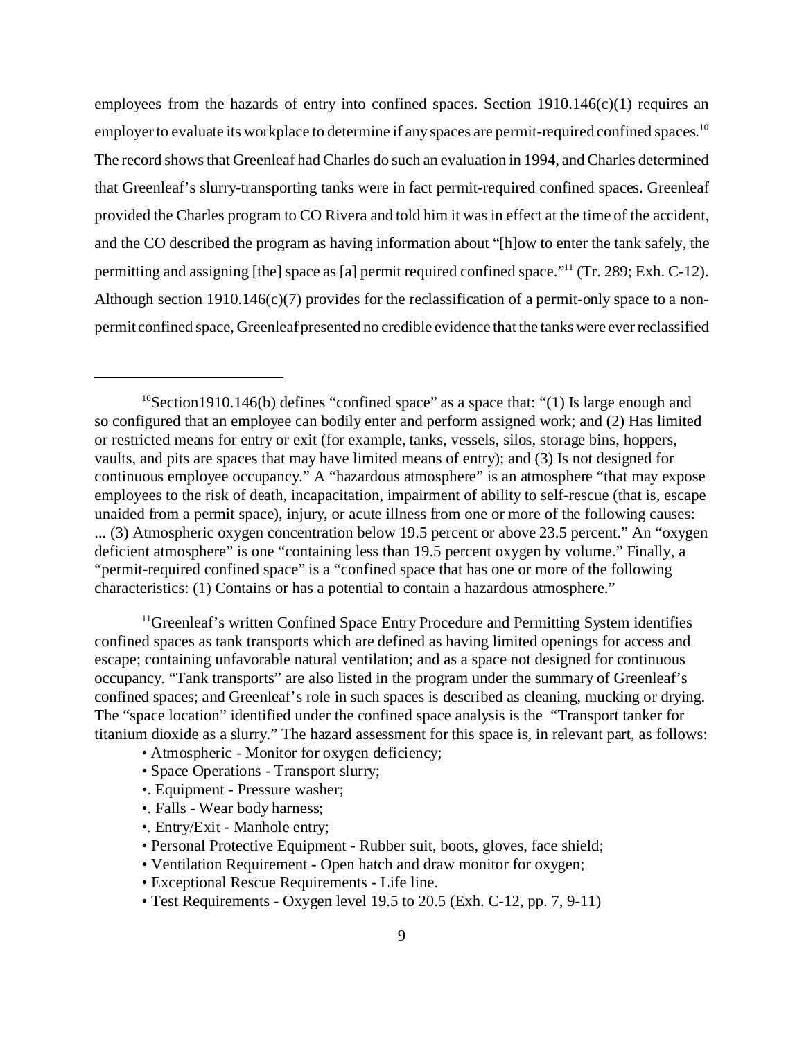employees from the hazards of entry into confined spaces. Section 1910.146(c)(1) requires an employer to evaluate its workplace to determine if any spaces are permit-required confined spaces.[10] The record shows that Greenleaf had Charles do such an evaluation in 1994, and Charles determined that Greenleaf's slurry-transporting tanks were in fact permit-required confined spaces. Greenleaf provided the Charles program to CO Rivera and told him it was in effect at the time of the accident, and the CO described the program as having information about "[h]ow to enter the tank safely, the permitting and assigning [the] space as [a] permit required confined space."[11] (Tr. 289; Exh. C-12). Although section 1910.146(c)(7) provides for the reclassification of a permit-only space to a non-permit confined space, Greenleaf presented no credible evidence that the tanks were ever reclassified

---

[10]Section1910.146(b) defines "confined space" as a space that: "(1) Is large enough and so configured that an employee can bodily enter and perform assigned work; and (2) Has limited or restricted means for entry or exit (for example, tanks, vessels, silos, storage bins, hoppers, vaults, and pits are spaces that may have limited means of entry); and (3) Is not designed for continuous employee occupancy." A "hazardous atmosphere" is an atmosphere "that may expose employees to the risk of death, incapacitation, impairment of ability to self-rescue (that is, escape unaided from a permit space), injury, or acute illness from one or more of the following causes: ... (3) Atmospheric oxygen concentration below 19.5 percent or above 23.5 percent." An "oxygen deficient atmosphere" is one "containing less than 19.5 percent oxygen by volume." Finally, a "permit-required confined space" is a "confined space that has one or more of the following characteristics: (1) Contains or has a potential to contain a hazardous atmosphere."

[11]Greenleaf's written Confined Space Entry Procedure and Permitting System identifies confined spaces as tank transports which are defined as having limited openings for access and escape; containing unfavorable natural ventilation; and as a space not designed for continuous occupancy. "Tank transports" are also listed in the program under the summary of Greenleaf's confined spaces; and Greenleaf's role in such spaces is described as cleaning, mucking or drying. The "space location" identified under the confined space analysis is the "Transport tanker for titanium dioxide as a slurry." The hazard assessment for this space is, in relevant part, as follows:

- Atmospheric - Monitor for oxygen deficiency;
- Space Operations - Transport slurry;
- . Equipment - Pressure washer;
- . Falls - Wear body harness;
- . Entry/Exit - Manhole entry;
- Personal Protective Equipment - Rubber suit, boots, gloves, face shield;
- Ventilation Requirement - Open hatch and draw monitor for oxygen;
- Exceptional Rescue Requirements - Life line.
- Test Requirements - Oxygen level 19.5 to 20.5 (Exh. C-12, pp. 7, 9-11)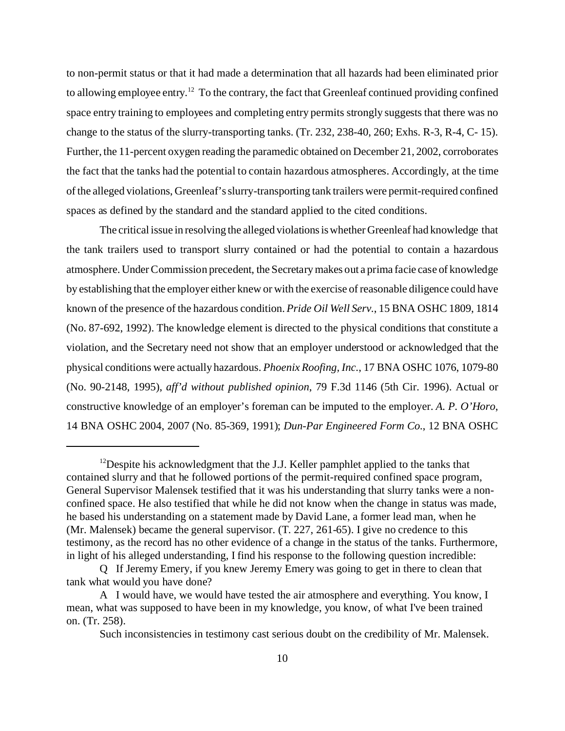to non-permit status or that it had made a determination that all hazards had been eliminated prior to allowing employee entry.[12] To the contrary, the fact that Greenleaf continued providing confined space entry training to employees and completing entry permits strongly suggests that there was no change to the status of the slurry-transporting tanks. (Tr. 232, 238-40, 260; Exhs. R-3, R-4, C- 15). Further, the 11-percent oxygen reading the paramedic obtained on December 21, 2002, corroborates the fact that the tanks had the potential to contain hazardous atmospheres. Accordingly, at the time of the alleged violations, Greenleaf's slurry-transporting tank trailers were permit-required confined spaces as defined by the standard and the standard applied to the cited conditions.

The critical issue in resolving the alleged violations is whether Greenleaf had knowledge that the tank trailers used to transport slurry contained or had the potential to contain a hazardous atmosphere. Under Commission precedent, the Secretary makes out a prima facie case of knowledge by establishing that the employer either knew or with the exercise of reasonable diligence could have known of the presence of the hazardous condition. *Pride Oil Well Serv.*, 15 BNA OSHC 1809, 1814 (No. 87-692, 1992). The knowledge element is directed to the physical conditions that constitute a violation, and the Secretary need not show that an employer understood or acknowledged that the physical conditions were actually hazardous. *Phoenix Roofing, Inc.*, 17 BNA OSHC 1076, 1079-80 (No. 90-2148, 1995), *aff'd without published opinion*, 79 F.3d 1146 (5th Cir. 1996). Actual or constructive knowledge of an employer's foreman can be imputed to the employer. *A. P. O'Horo*, 14 BNA OSHC 2004, 2007 (No. 85-369, 1991); *Dun-Par Engineered Form Co.*, 12 BNA OSHC

---

[12]Despite his acknowledgment that the J.J. Keller pamphlet applied to the tanks that contained slurry and that he followed portions of the permit-required confined space program, General Supervisor Malensek testified that it was his understanding that slurry tanks were a non-confined space. He also testified that while he did not know when the change in status was made, he based his understanding on a statement made by David Lane, a former lead man, when he (Mr. Malensek) became the general supervisor. (T. 227, 261-65). I give no credence to this testimony, as the record has no other evidence of a change in the status of the tanks. Furthermore, in light of his alleged understanding, I find his response to the following question incredible:

Q If Jeremy Emery, if you knew Jeremy Emery was going to get in there to clean that tank what would you have done?

A I would have, we would have tested the air atmosphere and everything. You know, I mean, what was supposed to have been in my knowledge, you know, of what I've been trained on. (Tr. 258).

Such inconsistencies in testimony cast serious doubt on the credibility of Mr. Malensek.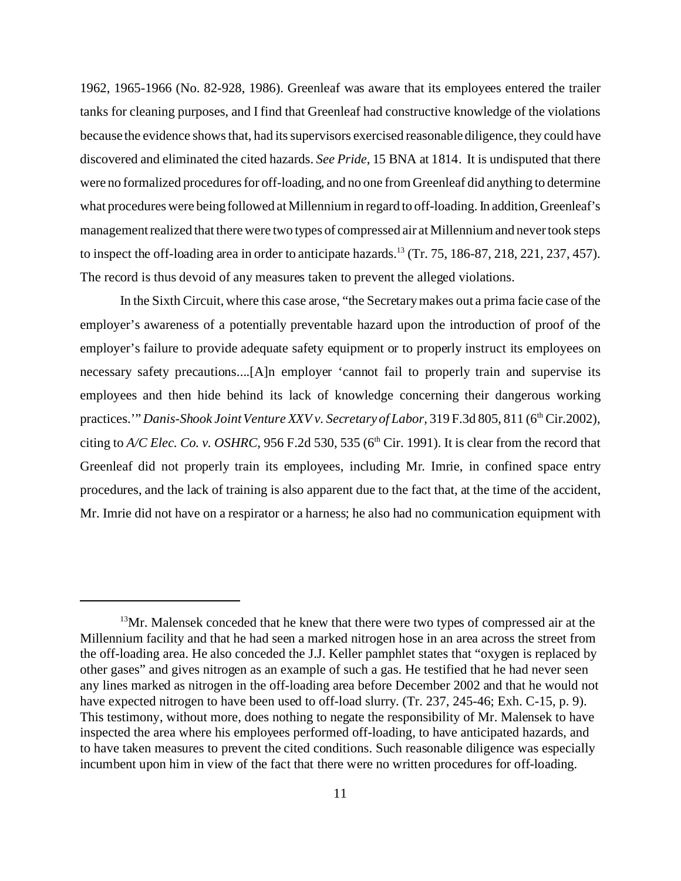1962, 1965-1966 (No. 82-928, 1986). Greenleaf was aware that its employees entered the trailer tanks for cleaning purposes, and I find that Greenleaf had constructive knowledge of the violations because the evidence shows that, had its supervisors exercised reasonable diligence, they could have discovered and eliminated the cited hazards. *See Pride*, 15 BNA at 1814. It is undisputed that there were no formalized procedures for off-loading, and no one from Greenleaf did anything to determine what procedures were being followed at Millennium in regard to off-loading. In addition, Greenleaf's management realized that there were two types of compressed air at Millennium and never took steps to inspect the off-loading area in order to anticipate hazards.[13] (Tr. 75, 186-87, 218, 221, 237, 457). The record is thus devoid of any measures taken to prevent the alleged violations.

In the Sixth Circuit, where this case arose, "the Secretary makes out a prima facie case of the employer's awareness of a potentially preventable hazard upon the introduction of proof of the employer's failure to provide adequate safety equipment or to properly instruct its employees on necessary safety precautions....[A]n employer 'cannot fail to properly train and supervise its employees and then hide behind its lack of knowledge concerning their dangerous working practices.'" *Danis-Shook Joint Venture XXV v. Secretary of Labor*, 319 F.3d 805, 811 (6th Cir.2002), citing to *A/C Elec. Co. v. OSHRC*, 956 F.2d 530, 535 (6th Cir. 1991). It is clear from the record that Greenleaf did not properly train its employees, including Mr. Imrie, in confined space entry procedures, and the lack of training is also apparent due to the fact that, at the time of the accident, Mr. Imrie did not have on a respirator or a harness; he also had no communication equipment with

---

[13] Mr. Malensek conceded that he knew that there were two types of compressed air at the Millennium facility and that he had seen a marked nitrogen hose in an area across the street from the off-loading area. He also conceded the J.J. Keller pamphlet states that "oxygen is replaced by other gases" and gives nitrogen as an example of such a gas. He testified that he had never seen any lines marked as nitrogen in the off-loading area before December 2002 and that he would not have expected nitrogen to have been used to off-load slurry. (Tr. 237, 245-46; Exh. C-15, p. 9). This testimony, without more, does nothing to negate the responsibility of Mr. Malensek to have inspected the area where his employees performed off-loading, to have anticipated hazards, and to have taken measures to prevent the cited conditions. Such reasonable diligence was especially incumbent upon him in view of the fact that there were no written procedures for off-loading.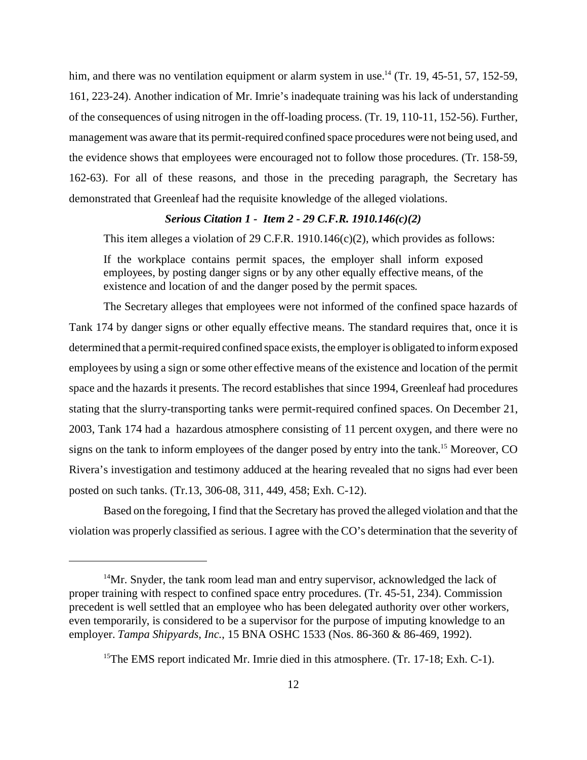him, and there was no ventilation equipment or alarm system in use.[14] (Tr. 19, 45-51, 57, 152-59, 161, 223-24). Another indication of Mr. Imrie's inadequate training was his lack of understanding of the consequences of using nitrogen in the off-loading process. (Tr. 19, 110-11, 152-56). Further, management was aware that its permit-required confined space procedures were not being used, and the evidence shows that employees were encouraged not to follow those procedures. (Tr. 158-59, 162-63). For all of these reasons, and those in the preceding paragraph, the Secretary has demonstrated that Greenleaf had the requisite knowledge of the alleged violations.

### *Serious Citation 1 - Item 2 - 29 C.F.R. 1910.146(c)(2)*

This item alleges a violation of 29 C.F.R. 1910.146(c)(2), which provides as follows:

> If the workplace contains permit spaces, the employer shall inform exposed employees, by posting danger signs or by any other equally effective means, of the existence and location of and the danger posed by the permit spaces.

The Secretary alleges that employees were not informed of the confined space hazards of Tank 174 by danger signs or other equally effective means. The standard requires that, once it is determined that a permit-required confined space exists, the employer is obligated to inform exposed employees by using a sign or some other effective means of the existence and location of the permit space and the hazards it presents. The record establishes that since 1994, Greenleaf had procedures stating that the slurry-transporting tanks were permit-required confined spaces. On December 21, 2003, Tank 174 had a hazardous atmosphere consisting of 11 percent oxygen, and there were no signs on the tank to inform employees of the danger posed by entry into the tank.[15] Moreover, CO Rivera's investigation and testimony adduced at the hearing revealed that no signs had ever been posted on such tanks. (Tr.13, 306-08, 311, 449, 458; Exh. C-12).

Based on the foregoing, I find that the Secretary has proved the alleged violation and that the violation was properly classified as serious. I agree with the CO's determination that the severity of

---

[14] Mr. Snyder, the tank room lead man and entry supervisor, acknowledged the lack of proper training with respect to confined space entry procedures. (Tr. 45-51, 234). Commission precedent is well settled that an employee who has been delegated authority over other workers, even temporarily, is considered to be a supervisor for the purpose of imputing knowledge to an employer. *Tampa Shipyards, Inc.*, 15 BNA OSHC 1533 (Nos. 86-360 & 86-469, 1992).

[15] The EMS report indicated Mr. Imrie died in this atmosphere. (Tr. 17-18; Exh. C-1).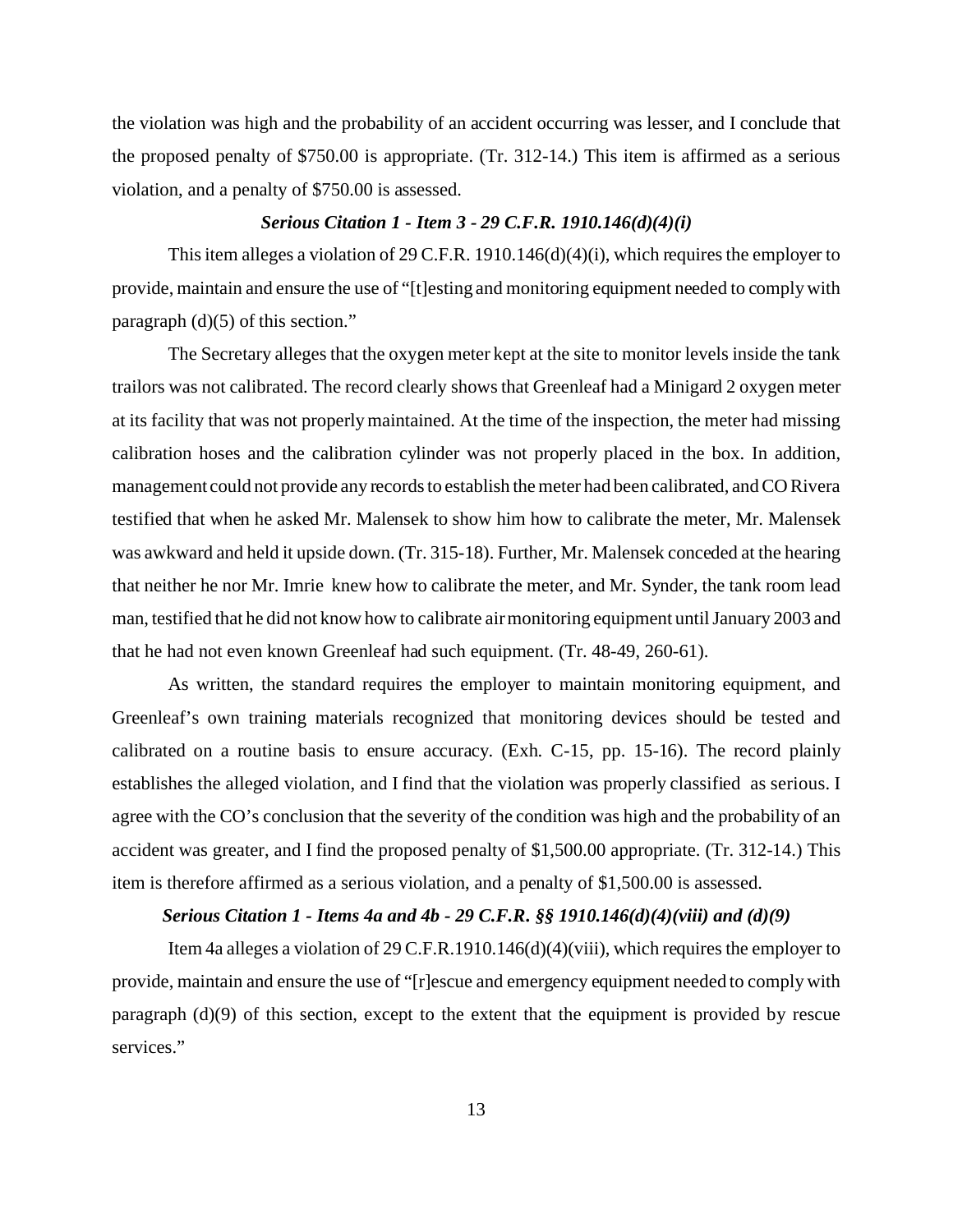the violation was high and the probability of an accident occurring was lesser, and I conclude that the proposed penalty of $750.00 is appropriate. (Tr. 312-14.) This item is affirmed as a serious violation, and a penalty of $750.00 is assessed.

***Serious Citation 1 - Item 3 - 29 C.F.R. 1910.146(d)(4)(i)***

This item alleges a violation of 29 C.F.R. 1910.146(d)(4)(i), which requires the employer to provide, maintain and ensure the use of "[t]esting and monitoring equipment needed to comply with paragraph (d)(5) of this section."

The Secretary alleges that the oxygen meter kept at the site to monitor levels inside the tank trailors was not calibrated. The record clearly shows that Greenleaf had a Minigard 2 oxygen meter at its facility that was not properly maintained. At the time of the inspection, the meter had missing calibration hoses and the calibration cylinder was not properly placed in the box. In addition, management could not provide any records to establish the meter had been calibrated, and CO Rivera testified that when he asked Mr. Malensek to show him how to calibrate the meter, Mr. Malensek was awkward and held it upside down. (Tr. 315-18). Further, Mr. Malensek conceded at the hearing that neither he nor Mr. Imrie knew how to calibrate the meter, and Mr. Synder, the tank room lead man, testified that he did not know how to calibrate air monitoring equipment until January 2003 and that he had not even known Greenleaf had such equipment. (Tr. 48-49, 260-61).

As written, the standard requires the employer to maintain monitoring equipment, and Greenleaf's own training materials recognized that monitoring devices should be tested and calibrated on a routine basis to ensure accuracy. (Exh. C-15, pp. 15-16). The record plainly establishes the alleged violation, and I find that the violation was properly classified as serious. I agree with the CO's conclusion that the severity of the condition was high and the probability of an accident was greater, and I find the proposed penalty of $1,500.00 appropriate. (Tr. 312-14.) This item is therefore affirmed as a serious violation, and a penalty of $1,500.00 is assessed.

***Serious Citation 1 - Items 4a and 4b - 29 C.F.R. §§ 1910.146(d)(4)(viii) and (d)(9)***

Item 4a alleges a violation of 29 C.F.R.1910.146(d)(4)(viii), which requires the employer to provide, maintain and ensure the use of "[r]escue and emergency equipment needed to comply with paragraph (d)(9) of this section, except to the extent that the equipment is provided by rescue services."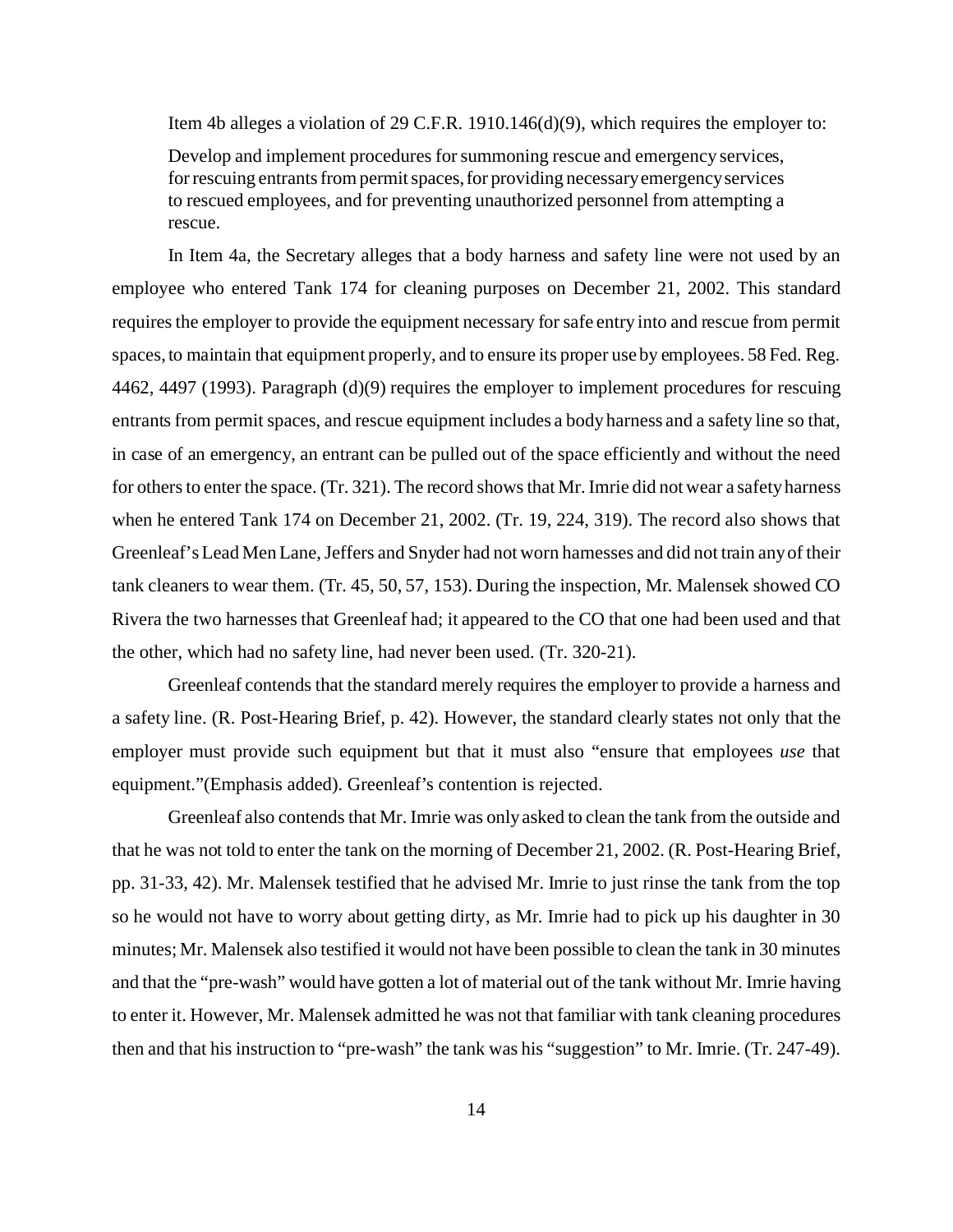Item 4b alleges a violation of 29 C.F.R. 1910.146(d)(9), which requires the employer to:

> Develop and implement procedures for summoning rescue and emergency services, for rescuing entrants from permit spaces, for providing necessary emergency services to rescued employees, and for preventing unauthorized personnel from attempting a rescue.

In Item 4a, the Secretary alleges that a body harness and safety line were not used by an employee who entered Tank 174 for cleaning purposes on December 21, 2002. This standard requires the employer to provide the equipment necessary for safe entry into and rescue from permit spaces, to maintain that equipment properly, and to ensure its proper use by employees. 58 Fed. Reg. 4462, 4497 (1993). Paragraph (d)(9) requires the employer to implement procedures for rescuing entrants from permit spaces, and rescue equipment includes a body harness and a safety line so that, in case of an emergency, an entrant can be pulled out of the space efficiently and without the need for others to enter the space. (Tr. 321). The record shows that Mr. Imrie did not wear a safety harness when he entered Tank 174 on December 21, 2002. (Tr. 19, 224, 319). The record also shows that Greenleaf's Lead Men Lane, Jeffers and Snyder had not worn harnesses and did not train any of their tank cleaners to wear them. (Tr. 45, 50, 57, 153). During the inspection, Mr. Malensek showed CO Rivera the two harnesses that Greenleaf had; it appeared to the CO that one had been used and that the other, which had no safety line, had never been used. (Tr. 320-21).

Greenleaf contends that the standard merely requires the employer to provide a harness and a safety line. (R. Post-Hearing Brief, p. 42). However, the standard clearly states not only that the employer must provide such equipment but that it must also "ensure that employees *use* that equipment."(Emphasis added). Greenleaf's contention is rejected.

Greenleaf also contends that Mr. Imrie was only asked to clean the tank from the outside and that he was not told to enter the tank on the morning of December 21, 2002. (R. Post-Hearing Brief, pp. 31-33, 42). Mr. Malensek testified that he advised Mr. Imrie to just rinse the tank from the top so he would not have to worry about getting dirty, as Mr. Imrie had to pick up his daughter in 30 minutes; Mr. Malensek also testified it would not have been possible to clean the tank in 30 minutes and that the "pre-wash" would have gotten a lot of material out of the tank without Mr. Imrie having to enter it. However, Mr. Malensek admitted he was not that familiar with tank cleaning procedures then and that his instruction to "pre-wash" the tank was his "suggestion" to Mr. Imrie. (Tr. 247-49).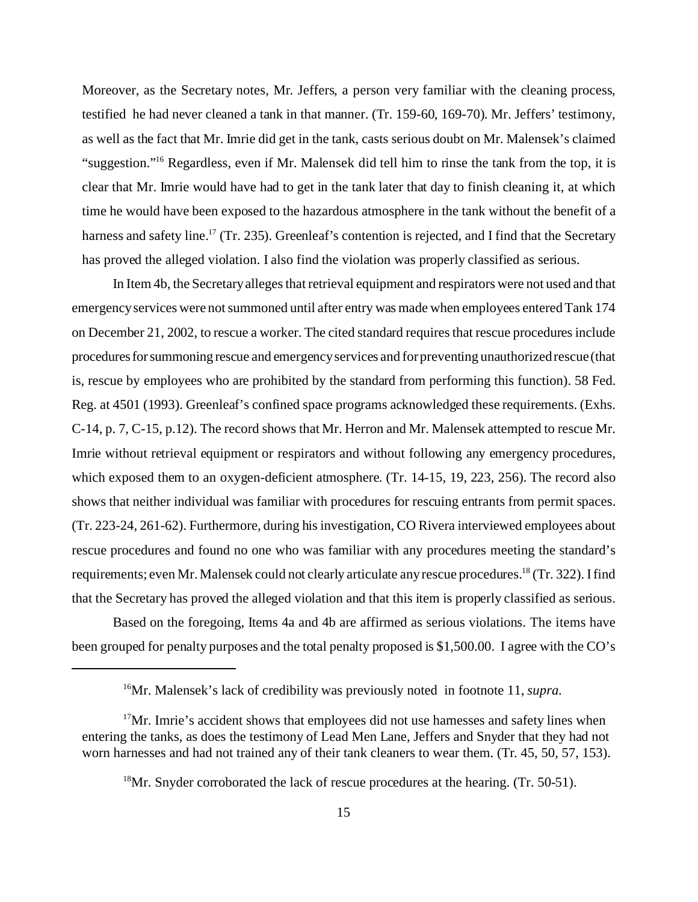Moreover, as the Secretary notes, Mr. Jeffers, a person very familiar with the cleaning process, testified he had never cleaned a tank in that manner. (Tr. 159-60, 169-70). Mr. Jeffers' testimony, as well as the fact that Mr. Imrie did get in the tank, casts serious doubt on Mr. Malensek's claimed "suggestion."[16] Regardless, even if Mr. Malensek did tell him to rinse the tank from the top, it is clear that Mr. Imrie would have had to get in the tank later that day to finish cleaning it, at which time he would have been exposed to the hazardous atmosphere in the tank without the benefit of a harness and safety line.[17] (Tr. 235). Greenleaf's contention is rejected, and I find that the Secretary has proved the alleged violation. I also find the violation was properly classified as serious.

In Item 4b, the Secretary alleges that retrieval equipment and respirators were not used and that emergency services were not summoned until after entry was made when employees entered Tank 174 on December 21, 2002, to rescue a worker. The cited standard requires that rescue procedures include procedures for summoning rescue and emergency services and for preventing unauthorized rescue (that is, rescue by employees who are prohibited by the standard from performing this function). 58 Fed. Reg. at 4501 (1993). Greenleaf's confined space programs acknowledged these requirements. (Exhs. C-14, p. 7, C-15, p.12). The record shows that Mr. Herron and Mr. Malensek attempted to rescue Mr. Imrie without retrieval equipment or respirators and without following any emergency procedures, which exposed them to an oxygen-deficient atmosphere. (Tr. 14-15, 19, 223, 256). The record also shows that neither individual was familiar with procedures for rescuing entrants from permit spaces. (Tr. 223-24, 261-62). Furthermore, during his investigation, CO Rivera interviewed employees about rescue procedures and found no one who was familiar with any procedures meeting the standard's requirements; even Mr. Malensek could not clearly articulate any rescue procedures.[18] (Tr. 322). I find that the Secretary has proved the alleged violation and that this item is properly classified as serious.

Based on the foregoing, Items 4a and 4b are affirmed as serious violations. The items have been grouped for penalty purposes and the total penalty proposed is $1,500.00. I agree with the CO's

---

[16]Mr. Malensek's lack of credibility was previously noted in footnote 11, *supra*.

[17]Mr. Imrie's accident shows that employees did not use harnesses and safety lines when entering the tanks, as does the testimony of Lead Men Lane, Jeffers and Snyder that they had not worn harnesses and had not trained any of their tank cleaners to wear them. (Tr. 45, 50, 57, 153).

[18]Mr. Snyder corroborated the lack of rescue procedures at the hearing. (Tr. 50-51).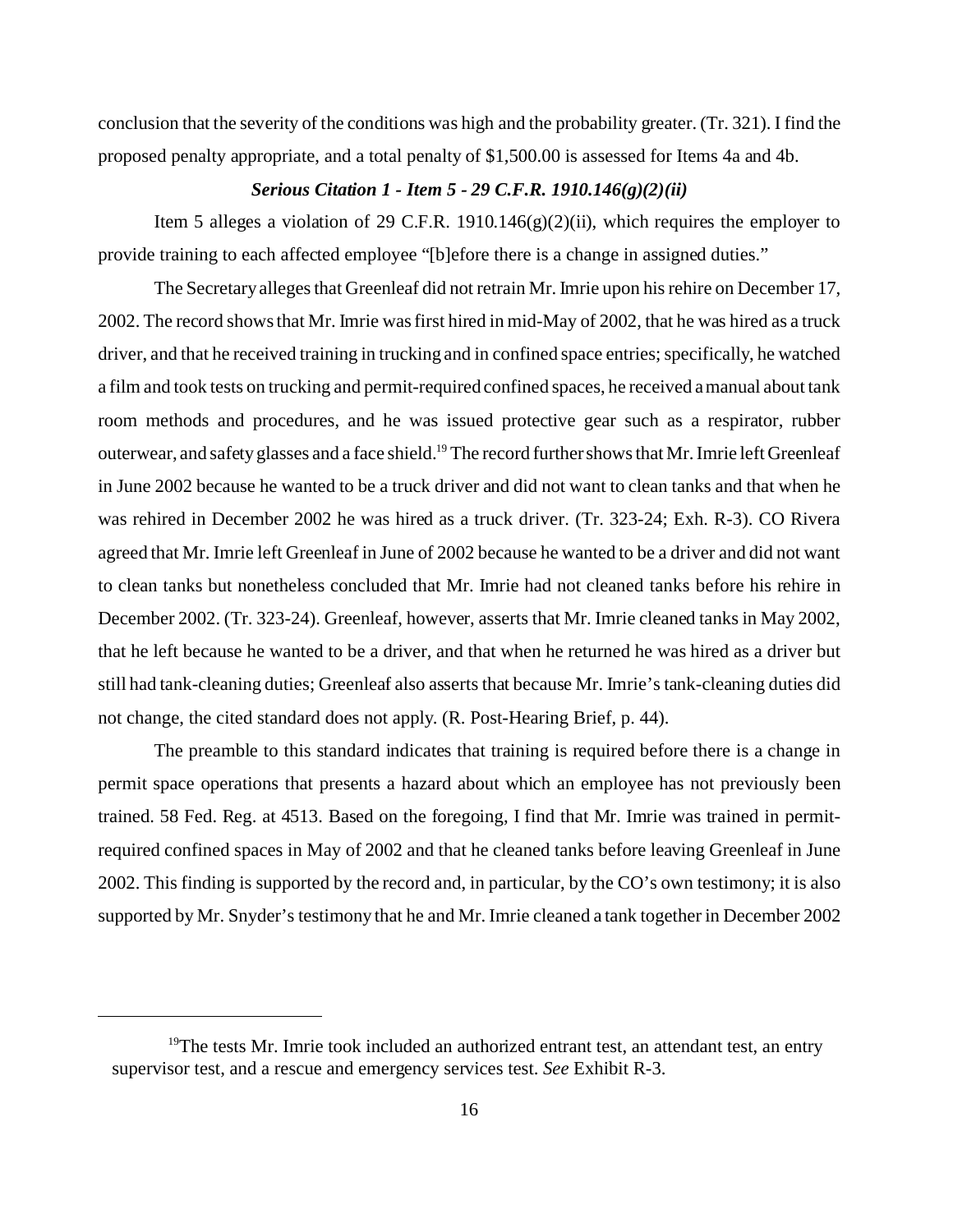conclusion that the severity of the conditions was high and the probability greater. (Tr. 321). I find the proposed penalty appropriate, and a total penalty of $1,500.00 is assessed for Items 4a and 4b.

### *Serious Citation 1 - Item 5 - 29 C.F.R. 1910.146(g)(2)(ii)*

Item 5 alleges a violation of 29 C.F.R. 1910.146(g)(2)(ii), which requires the employer to provide training to each affected employee "[b]efore there is a change in assigned duties."

The Secretary alleges that Greenleaf did not retrain Mr. Imrie upon his rehire on December 17, 2002. The record shows that Mr. Imrie was first hired in mid-May of 2002, that he was hired as a truck driver, and that he received training in trucking and in confined space entries; specifically, he watched a film and took tests on trucking and permit-required confined spaces, he received a manual about tank room methods and procedures, and he was issued protective gear such as a respirator, rubber outerwear, and safety glasses and a face shield.[19] The record further shows that Mr. Imrie left Greenleaf in June 2002 because he wanted to be a truck driver and did not want to clean tanks and that when he was rehired in December 2002 he was hired as a truck driver. (Tr. 323-24; Exh. R-3). CO Rivera agreed that Mr. Imrie left Greenleaf in June of 2002 because he wanted to be a driver and did not want to clean tanks but nonetheless concluded that Mr. Imrie had not cleaned tanks before his rehire in December 2002. (Tr. 323-24). Greenleaf, however, asserts that Mr. Imrie cleaned tanks in May 2002, that he left because he wanted to be a driver, and that when he returned he was hired as a driver but still had tank-cleaning duties; Greenleaf also asserts that because Mr. Imrie's tank-cleaning duties did not change, the cited standard does not apply. (R. Post-Hearing Brief, p. 44).

The preamble to this standard indicates that training is required before there is a change in permit space operations that presents a hazard about which an employee has not previously been trained. 58 Fed. Reg. at 4513. Based on the foregoing, I find that Mr. Imrie was trained in permit-required confined spaces in May of 2002 and that he cleaned tanks before leaving Greenleaf in June 2002. This finding is supported by the record and, in particular, by the CO's own testimony; it is also supported by Mr. Snyder's testimony that he and Mr. Imrie cleaned a tank together in December 2002

---

[19]The tests Mr. Imrie took included an authorized entrant test, an attendant test, an entry supervisor test, and a rescue and emergency services test. *See* Exhibit R-3.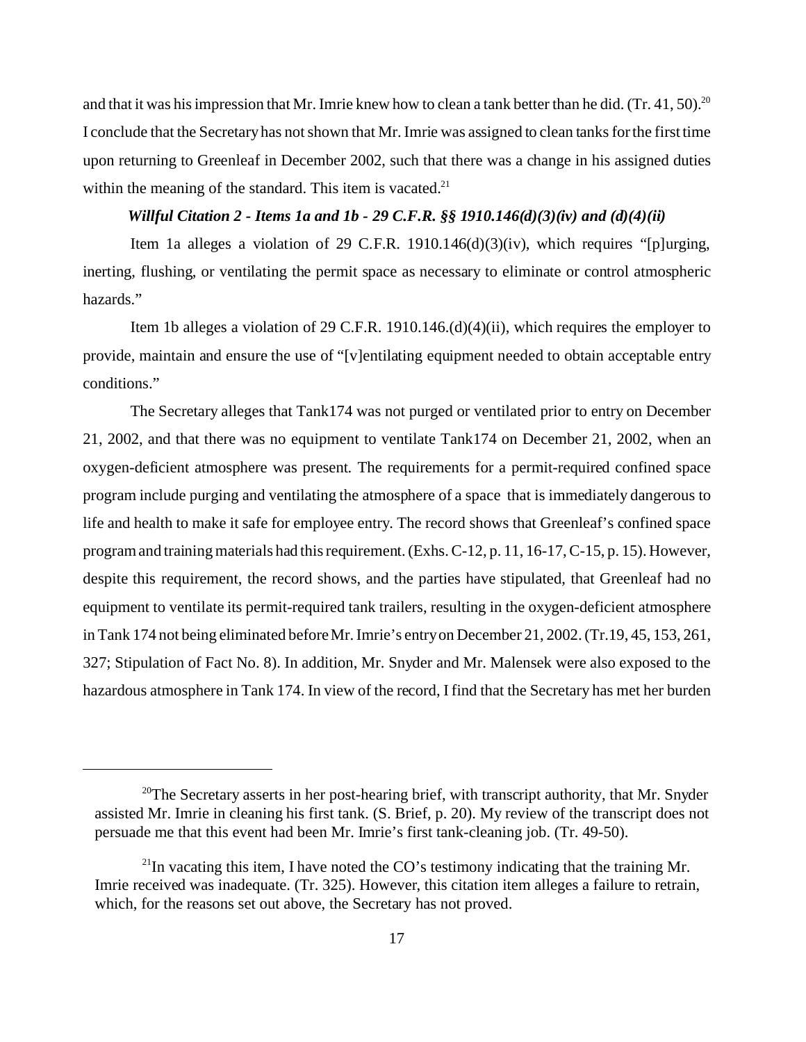and that it was his impression that Mr. Imrie knew how to clean a tank better than he did. (Tr. 41, 50).[20] I conclude that the Secretary has not shown that Mr. Imrie was assigned to clean tanks for the first time upon returning to Greenleaf in December 2002, such that there was a change in his assigned duties within the meaning of the standard. This item is vacated.[21]

### *Willful Citation 2 - Items 1a and 1b - 29 C.F.R. §§ 1910.146(d)(3)(iv) and (d)(4)(ii)*

Item 1a alleges a violation of 29 C.F.R. 1910.146(d)(3)(iv), which requires "[p]urging, inerting, flushing, or ventilating the permit space as necessary to eliminate or control atmospheric hazards."

Item 1b alleges a violation of 29 C.F.R. 1910.146.(d)(4)(ii), which requires the employer to provide, maintain and ensure the use of "[v]entilating equipment needed to obtain acceptable entry conditions."

The Secretary alleges that Tank174 was not purged or ventilated prior to entry on December 21, 2002, and that there was no equipment to ventilate Tank174 on December 21, 2002, when an oxygen-deficient atmosphere was present. The requirements for a permit-required confined space program include purging and ventilating the atmosphere of a space that is immediately dangerous to life and health to make it safe for employee entry. The record shows that Greenleaf's confined space program and training materials had this requirement. (Exhs. C-12, p. 11, 16-17, C-15, p. 15). However, despite this requirement, the record shows, and the parties have stipulated, that Greenleaf had no equipment to ventilate its permit-required tank trailers, resulting in the oxygen-deficient atmosphere in Tank 174 not being eliminated before Mr. Imrie's entry on December 21, 2002. (Tr.19, 45, 153, 261, 327; Stipulation of Fact No. 8). In addition, Mr. Snyder and Mr. Malensek were also exposed to the hazardous atmosphere in Tank 174. In view of the record, I find that the Secretary has met her burden

---

[20]The Secretary asserts in her post-hearing brief, with transcript authority, that Mr. Snyder assisted Mr. Imrie in cleaning his first tank. (S. Brief, p. 20). My review of the transcript does not persuade me that this event had been Mr. Imrie's first tank-cleaning job. (Tr. 49-50).

[21]In vacating this item, I have noted the CO's testimony indicating that the training Mr. Imrie received was inadequate. (Tr. 325). However, this citation item alleges a failure to retrain, which, for the reasons set out above, the Secretary has not proved.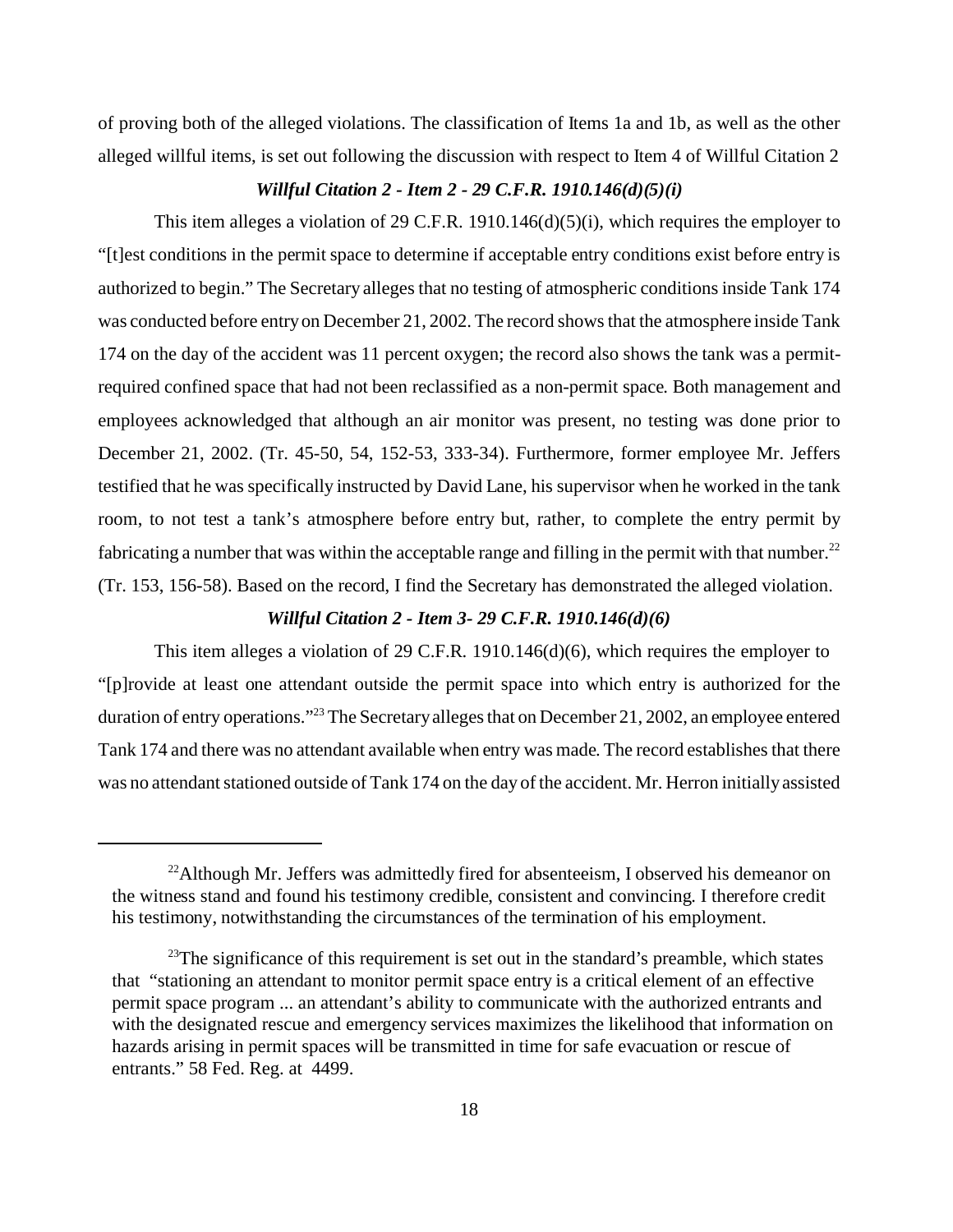of proving both of the alleged violations. The classification of Items 1a and 1b, as well as the other alleged willful items, is set out following the discussion with respect to Item 4 of Willful Citation 2

### *Willful Citation 2 - Item 2 - 29 C.F.R. 1910.146(d)(5)(i)*

This item alleges a violation of 29 C.F.R. 1910.146(d)(5)(i), which requires the employer to "[t]est conditions in the permit space to determine if acceptable entry conditions exist before entry is authorized to begin." The Secretary alleges that no testing of atmospheric conditions inside Tank 174 was conducted before entry on December 21, 2002. The record shows that the atmosphere inside Tank 174 on the day of the accident was 11 percent oxygen; the record also shows the tank was a permit-required confined space that had not been reclassified as a non-permit space. Both management and employees acknowledged that although an air monitor was present, no testing was done prior to December 21, 2002. (Tr. 45-50, 54, 152-53, 333-34). Furthermore, former employee Mr. Jeffers testified that he was specifically instructed by David Lane, his supervisor when he worked in the tank room, to not test a tank's atmosphere before entry but, rather, to complete the entry permit by fabricating a number that was within the acceptable range and filling in the permit with that number.[22] (Tr. 153, 156-58). Based on the record, I find the Secretary has demonstrated the alleged violation.

### *Willful Citation 2 - Item 3- 29 C.F.R. 1910.146(d)(6)*

This item alleges a violation of 29 C.F.R. 1910.146(d)(6), which requires the employer to "[p]rovide at least one attendant outside the permit space into which entry is authorized for the duration of entry operations."[23] The Secretary alleges that on December 21, 2002, an employee entered Tank 174 and there was no attendant available when entry was made. The record establishes that there was no attendant stationed outside of Tank 174 on the day of the accident. Mr. Herron initially assisted

---

[22] Although Mr. Jeffers was admittedly fired for absenteeism, I observed his demeanor on the witness stand and found his testimony credible, consistent and convincing. I therefore credit his testimony, notwithstanding the circumstances of the termination of his employment.

[23] The significance of this requirement is set out in the standard's preamble, which states that "stationing an attendant to monitor permit space entry is a critical element of an effective permit space program ... an attendant's ability to communicate with the authorized entrants and with the designated rescue and emergency services maximizes the likelihood that information on hazards arising in permit spaces will be transmitted in time for safe evacuation or rescue of entrants." 58 Fed. Reg. at 4499.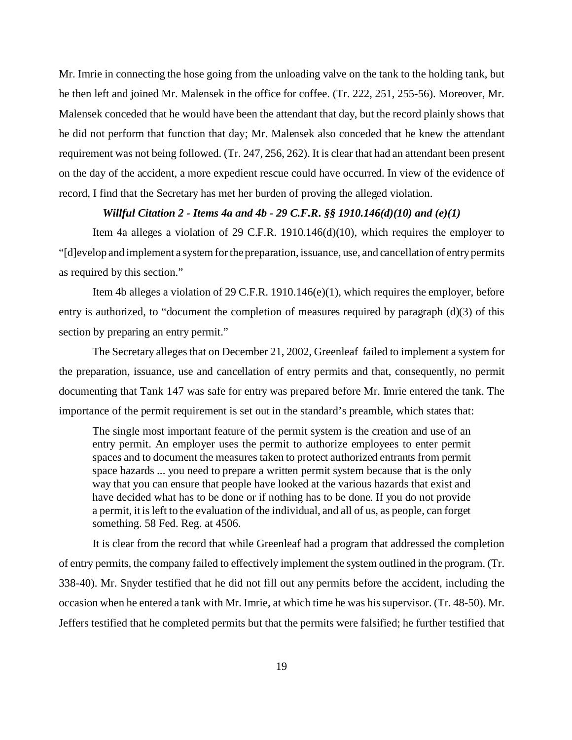Mr. Imrie in connecting the hose going from the unloading valve on the tank to the holding tank, but he then left and joined Mr. Malensek in the office for coffee. (Tr. 222, 251, 255-56). Moreover, Mr. Malensek conceded that he would have been the attendant that day, but the record plainly shows that he did not perform that function that day; Mr. Malensek also conceded that he knew the attendant requirement was not being followed. (Tr. 247, 256, 262). It is clear that had an attendant been present on the day of the accident, a more expedient rescue could have occurred. In view of the evidence of record, I find that the Secretary has met her burden of proving the alleged violation.

***Willful Citation 2 - Items 4a and 4b - 29 C.F.R. §§ 1910.146(d)(10) and (e)(1)***

Item 4a alleges a violation of 29 C.F.R. 1910.146(d)(10), which requires the employer to "[d]evelop and implement a system for the preparation, issuance, use, and cancellation of entry permits as required by this section."

Item 4b alleges a violation of 29 C.F.R. 1910.146(e)(1), which requires the employer, before entry is authorized, to "document the completion of measures required by paragraph (d)(3) of this section by preparing an entry permit."

The Secretary alleges that on December 21, 2002, Greenleaf failed to implement a system for the preparation, issuance, use and cancellation of entry permits and that, consequently, no permit documenting that Tank 147 was safe for entry was prepared before Mr. Imrie entered the tank. The importance of the permit requirement is set out in the standard's preamble, which states that:

> The single most important feature of the permit system is the creation and use of an entry permit. An employer uses the permit to authorize employees to enter permit spaces and to document the measures taken to protect authorized entrants from permit space hazards ... you need to prepare a written permit system because that is the only way that you can ensure that people have looked at the various hazards that exist and have decided what has to be done or if nothing has to be done. If you do not provide a permit, it is left to the evaluation of the individual, and all of us, as people, can forget something. 58 Fed. Reg. at 4506.

It is clear from the record that while Greenleaf had a program that addressed the completion of entry permits, the company failed to effectively implement the system outlined in the program. (Tr. 338-40). Mr. Snyder testified that he did not fill out any permits before the accident, including the occasion when he entered a tank with Mr. Imrie, at which time he was his supervisor. (Tr. 48-50). Mr. Jeffers testified that he completed permits but that the permits were falsified; he further testified that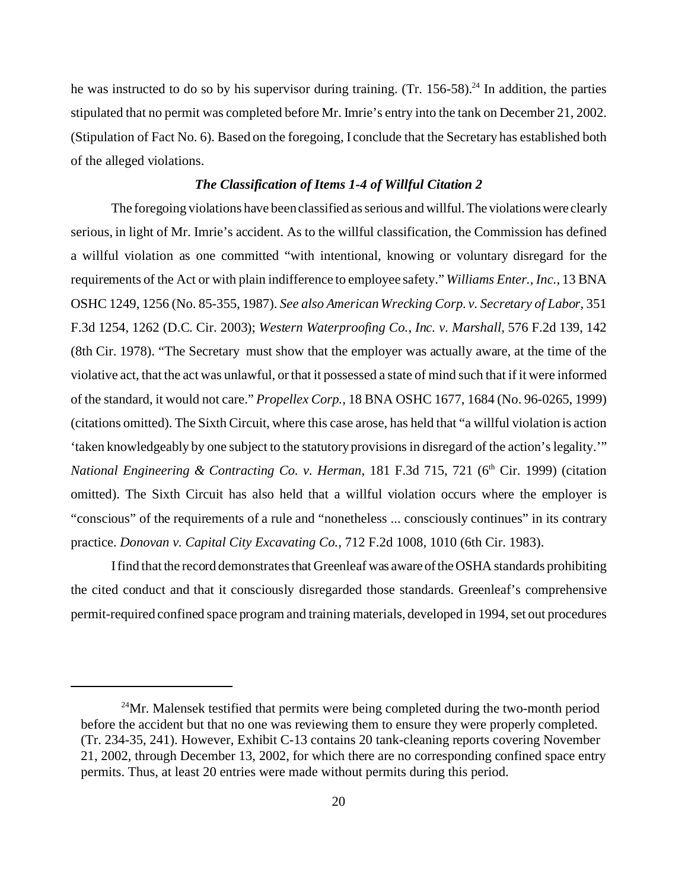he was instructed to do so by his supervisor during training. (Tr. 156-58).[24] In addition, the parties stipulated that no permit was completed before Mr. Imrie's entry into the tank on December 21, 2002. (Stipulation of Fact No. 6). Based on the foregoing, I conclude that the Secretary has established both of the alleged violations.

### ***The Classification of Items 1-4 of Willful Citation 2***

The foregoing violations have been classified as serious and willful. The violations were clearly serious, in light of Mr. Imrie's accident. As to the willful classification, the Commission has defined a willful violation as one committed "with intentional, knowing or voluntary disregard for the requirements of the Act or with plain indifference to employee safety." *Williams Enter., Inc.*, 13 BNA OSHC 1249, 1256 (No. 85-355, 1987). *See also American Wrecking Corp. v. Secretary of Labor*, 351 F.3d 1254, 1262 (D.C. Cir. 2003); *Western Waterproofing Co., Inc. v. Marshall*, 576 F.2d 139, 142 (8th Cir. 1978). "The Secretary must show that the employer was actually aware, at the time of the violative act, that the act was unlawful, or that it possessed a state of mind such that if it were informed of the standard, it would not care." *Propellex Corp.*, 18 BNA OSHC 1677, 1684 (No. 96-0265, 1999) (citations omitted). The Sixth Circuit, where this case arose, has held that "a willful violation is action 'taken knowledgeably by one subject to the statutory provisions in disregard of the action's legality.'" *National Engineering & Contracting Co. v. Herman*, 181 F.3d 715, 721 (6th Cir. 1999) (citation omitted). The Sixth Circuit has also held that a willful violation occurs where the employer is "conscious" of the requirements of a rule and "nonetheless ... consciously continues" in its contrary practice. *Donovan v. Capital City Excavating Co.*, 712 F.2d 1008, 1010 (6th Cir. 1983).

I find that the record demonstrates that Greenleaf was aware of the OSHA standards prohibiting the cited conduct and that it consciously disregarded those standards. Greenleaf's comprehensive permit-required confined space program and training materials, developed in 1994, set out procedures

---

[24] Mr. Malensek testified that permits were being completed during the two-month period before the accident but that no one was reviewing them to ensure they were properly completed. (Tr. 234-35, 241). However, Exhibit C-13 contains 20 tank-cleaning reports covering November 21, 2002, through December 13, 2002, for which there are no corresponding confined space entry permits. Thus, at least 20 entries were made without permits during this period.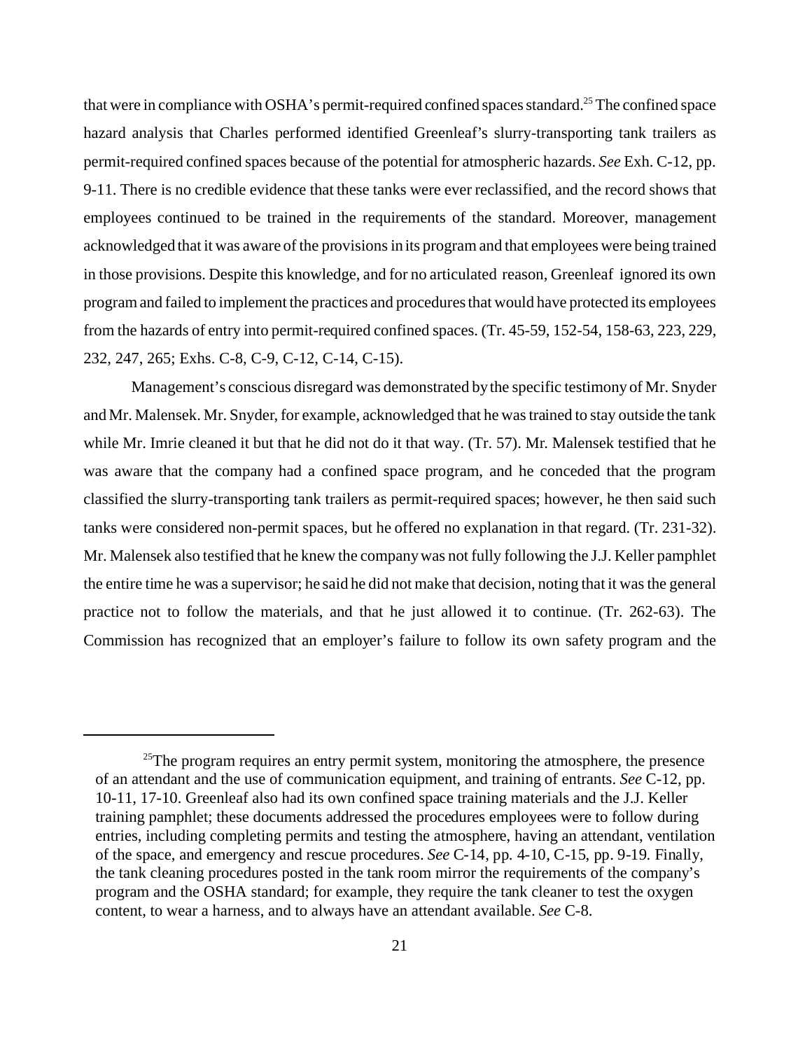that were in compliance with OSHA's permit-required confined spaces standard.[25] The confined space hazard analysis that Charles performed identified Greenleaf's slurry-transporting tank trailers as permit-required confined spaces because of the potential for atmospheric hazards. *See* Exh. C-12, pp. 9-11. There is no credible evidence that these tanks were ever reclassified, and the record shows that employees continued to be trained in the requirements of the standard. Moreover, management acknowledged that it was aware of the provisions in its program and that employees were being trained in those provisions. Despite this knowledge, and for no articulated reason, Greenleaf ignored its own program and failed to implement the practices and procedures that would have protected its employees from the hazards of entry into permit-required confined spaces. (Tr. 45-59, 152-54, 158-63, 223, 229, 232, 247, 265; Exhs. C-8, C-9, C-12, C-14, C-15).

Management's conscious disregard was demonstrated by the specific testimony of Mr. Snyder and Mr. Malensek. Mr. Snyder, for example, acknowledged that he was trained to stay outside the tank while Mr. Imrie cleaned it but that he did not do it that way. (Tr. 57). Mr. Malensek testified that he was aware that the company had a confined space program, and he conceded that the program classified the slurry-transporting tank trailers as permit-required spaces; however, he then said such tanks were considered non-permit spaces, but he offered no explanation in that regard. (Tr. 231-32). Mr. Malensek also testified that he knew the company was not fully following the J.J. Keller pamphlet the entire time he was a supervisor; he said he did not make that decision, noting that it was the general practice not to follow the materials, and that he just allowed it to continue. (Tr. 262-63). The Commission has recognized that an employer's failure to follow its own safety program and the

---

[25] The program requires an entry permit system, monitoring the atmosphere, the presence of an attendant and the use of communication equipment, and training of entrants. *See* C-12, pp. 10-11, 17-10. Greenleaf also had its own confined space training materials and the J.J. Keller training pamphlet; these documents addressed the procedures employees were to follow during entries, including completing permits and testing the atmosphere, having an attendant, ventilation of the space, and emergency and rescue procedures. *See* C-14, pp. 4-10, C-15, pp. 9-19. Finally, the tank cleaning procedures posted in the tank room mirror the requirements of the company's program and the OSHA standard; for example, they require the tank cleaner to test the oxygen content, to wear a harness, and to always have an attendant available. *See* C-8.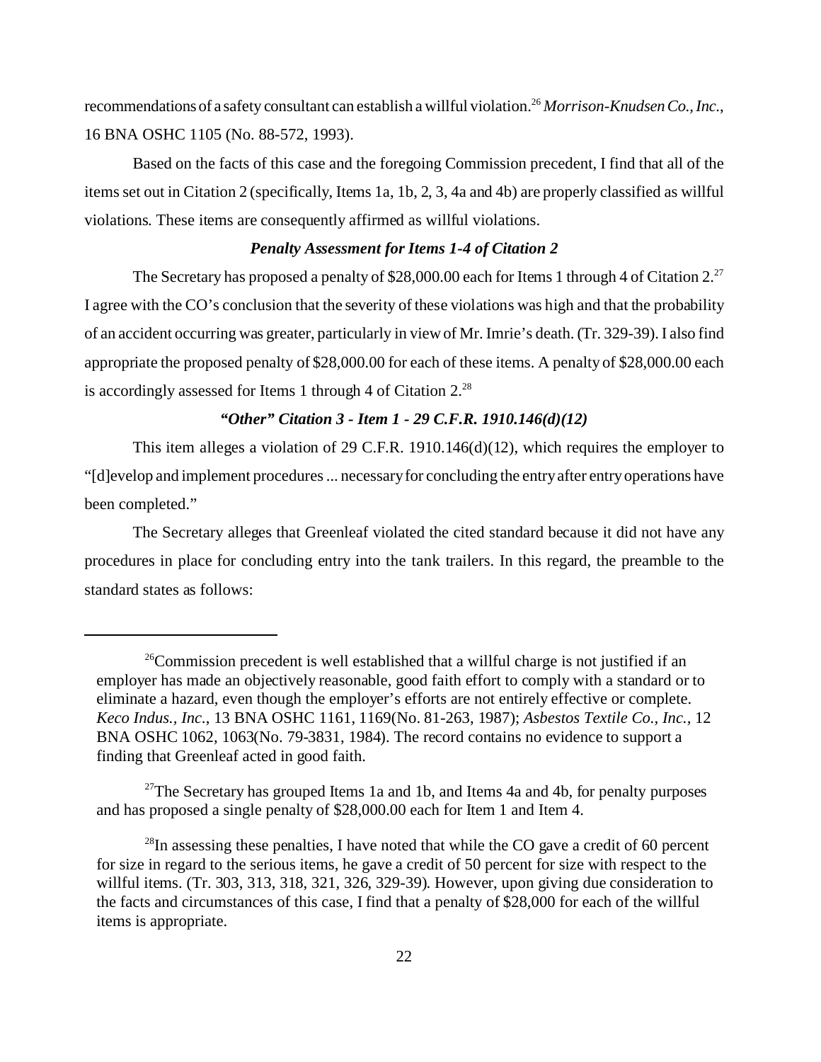recommendations of a safety consultant can establish a willful violation.[26] *Morrison-Knudsen Co., Inc.*, 16 BNA OSHC 1105 (No. 88-572, 1993).

Based on the facts of this case and the foregoing Commission precedent, I find that all of the items set out in Citation 2 (specifically, Items 1a, 1b, 2, 3, 4a and 4b) are properly classified as willful violations. These items are consequently affirmed as willful violations.

### *Penalty Assessment for Items 1-4 of Citation 2*

The Secretary has proposed a penalty of $28,000.00 each for Items 1 through 4 of Citation 2.[27] I agree with the CO's conclusion that the severity of these violations was high and that the probability of an accident occurring was greater, particularly in view of Mr. Imrie's death. (Tr. 329-39). I also find appropriate the proposed penalty of $28,000.00 for each of these items. A penalty of $28,000.00 each is accordingly assessed for Items 1 through 4 of Citation 2.[28]

### *"Other" Citation 3 - Item 1 - 29 C.F.R. 1910.146(d)(12)*

This item alleges a violation of 29 C.F.R. 1910.146(d)(12), which requires the employer to "[d]evelop and implement procedures ... necessary for concluding the entry after entry operations have been completed."

The Secretary alleges that Greenleaf violated the cited standard because it did not have any procedures in place for concluding entry into the tank trailers. In this regard, the preamble to the standard states as follows:

---

[26]Commission precedent is well established that a willful charge is not justified if an employer has made an objectively reasonable, good faith effort to comply with a standard or to eliminate a hazard, even though the employer's efforts are not entirely effective or complete. *Keco Indus., Inc.*, 13 BNA OSHC 1161, 1169(No. 81-263, 1987); *Asbestos Textile Co., Inc.*, 12 BNA OSHC 1062, 1063(No. 79-3831, 1984). The record contains no evidence to support a finding that Greenleaf acted in good faith.

[27]The Secretary has grouped Items 1a and 1b, and Items 4a and 4b, for penalty purposes and has proposed a single penalty of $28,000.00 each for Item 1 and Item 4.

[28]In assessing these penalties, I have noted that while the CO gave a credit of 60 percent for size in regard to the serious items, he gave a credit of 50 percent for size with respect to the willful items. (Tr. 303, 313, 318, 321, 326, 329-39). However, upon giving due consideration to the facts and circumstances of this case, I find that a penalty of $28,000 for each of the willful items is appropriate.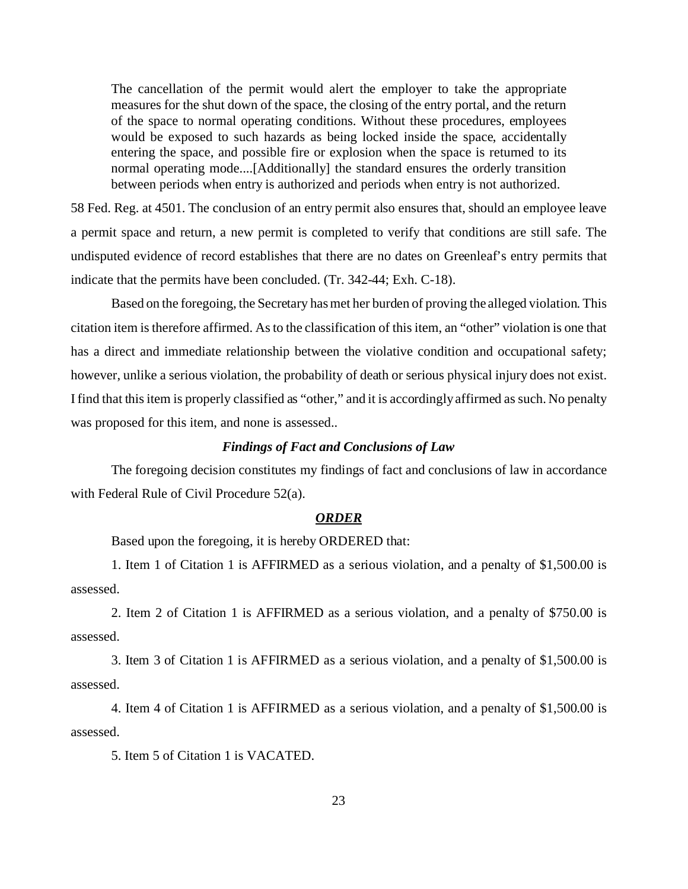> The cancellation of the permit would alert the employer to take the appropriate measures for the shut down of the space, the closing of the entry portal, and the return of the space to normal operating conditions. Without these procedures, employees would be exposed to such hazards as being locked inside the space, accidentally entering the space, and possible fire or explosion when the space is returned to its normal operating mode....[Additionally] the standard ensures the orderly transition between periods when entry is authorized and periods when entry is not authorized.

58 Fed. Reg. at 4501. The conclusion of an entry permit also ensures that, should an employee leave a permit space and return, a new permit is completed to verify that conditions are still safe. The undisputed evidence of record establishes that there are no dates on Greenleaf's entry permits that indicate that the permits have been concluded. (Tr. 342-44; Exh. C-18).

Based on the foregoing, the Secretary has met her burden of proving the alleged violation. This citation item is therefore affirmed. As to the classification of this item, an "other" violation is one that has a direct and immediate relationship between the violative condition and occupational safety; however, unlike a serious violation, the probability of death or serious physical injury does not exist. I find that this item is properly classified as "other," and it is accordingly affirmed as such. No penalty was proposed for this item, and none is assessed..

### *Findings of Fact and Conclusions of Law*

The foregoing decision constitutes my findings of fact and conclusions of law in accordance with Federal Rule of Civil Procedure 52(a).

### ***ORDER***

Based upon the foregoing, it is hereby ORDERED that:

1. Item 1 of Citation 1 is AFFIRMED as a serious violation, and a penalty of $1,500.00 is assessed.

2. Item 2 of Citation 1 is AFFIRMED as a serious violation, and a penalty of $750.00 is assessed.

3. Item 3 of Citation 1 is AFFIRMED as a serious violation, and a penalty of $1,500.00 is assessed.

4. Item 4 of Citation 1 is AFFIRMED as a serious violation, and a penalty of $1,500.00 is assessed.

5. Item 5 of Citation 1 is VACATED.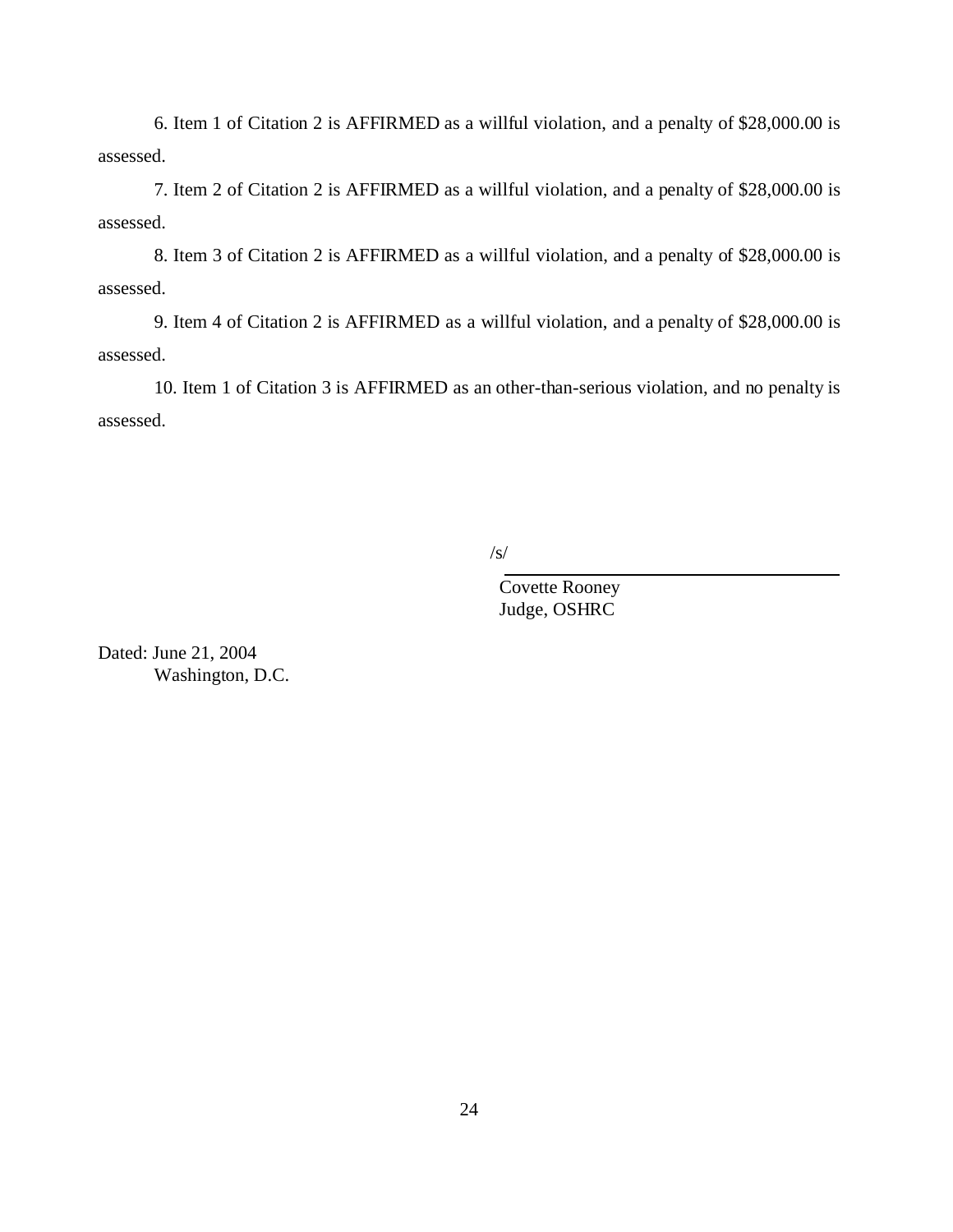6. Item 1 of Citation 2 is AFFIRMED as a willful violation, and a penalty of $28,000.00 is assessed.

7. Item 2 of Citation 2 is AFFIRMED as a willful violation, and a penalty of $28,000.00 is assessed.

8. Item 3 of Citation 2 is AFFIRMED as a willful violation, and a penalty of $28,000.00 is assessed.

9. Item 4 of Citation 2 is AFFIRMED as a willful violation, and a penalty of $28,000.00 is assessed.

10. Item 1 of Citation 3 is AFFIRMED as an other-than-serious violation, and no penalty is assessed.

/s/

Covette Rooney
Judge, OSHRC

Dated: June 21, 2004
Washington, D.C.